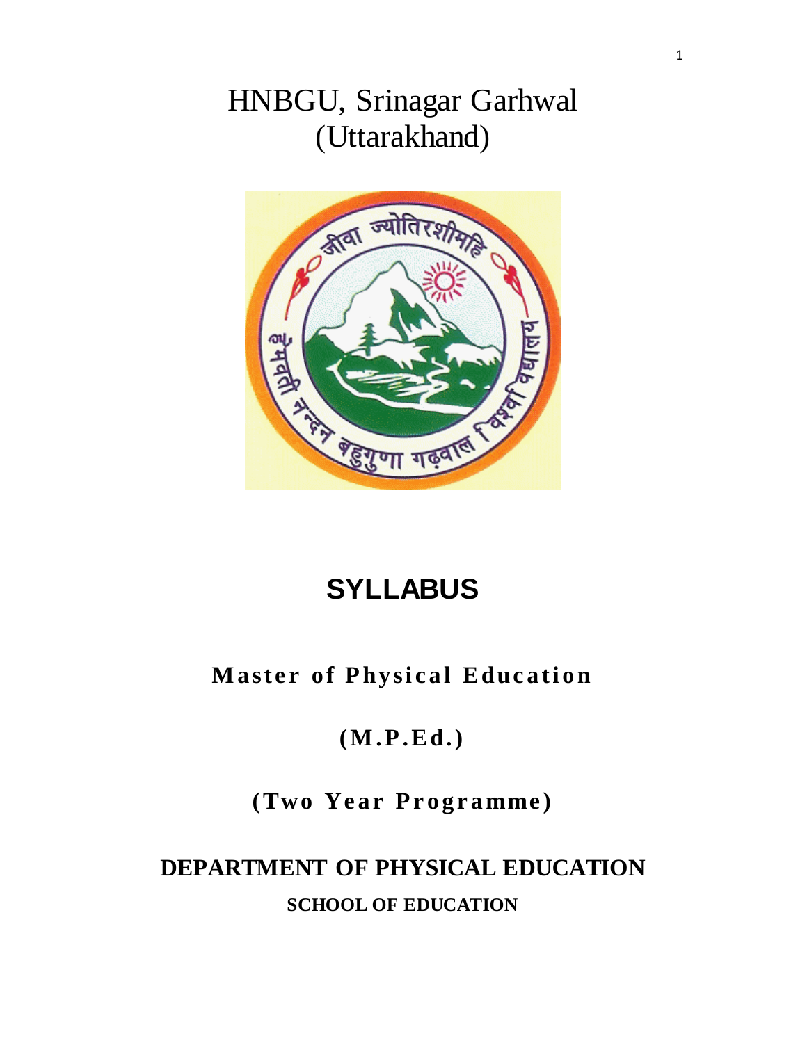# HNBGU, Srinagar Garhwal (Uttarakhand)

# SYLLABUS

## Master of Physical Education

## (M.P.Ed.)

## (Two Year Programme)

## DEPARTMENT OF PHYSICAL EDUCATION

### SCHOOL OF EDUCATION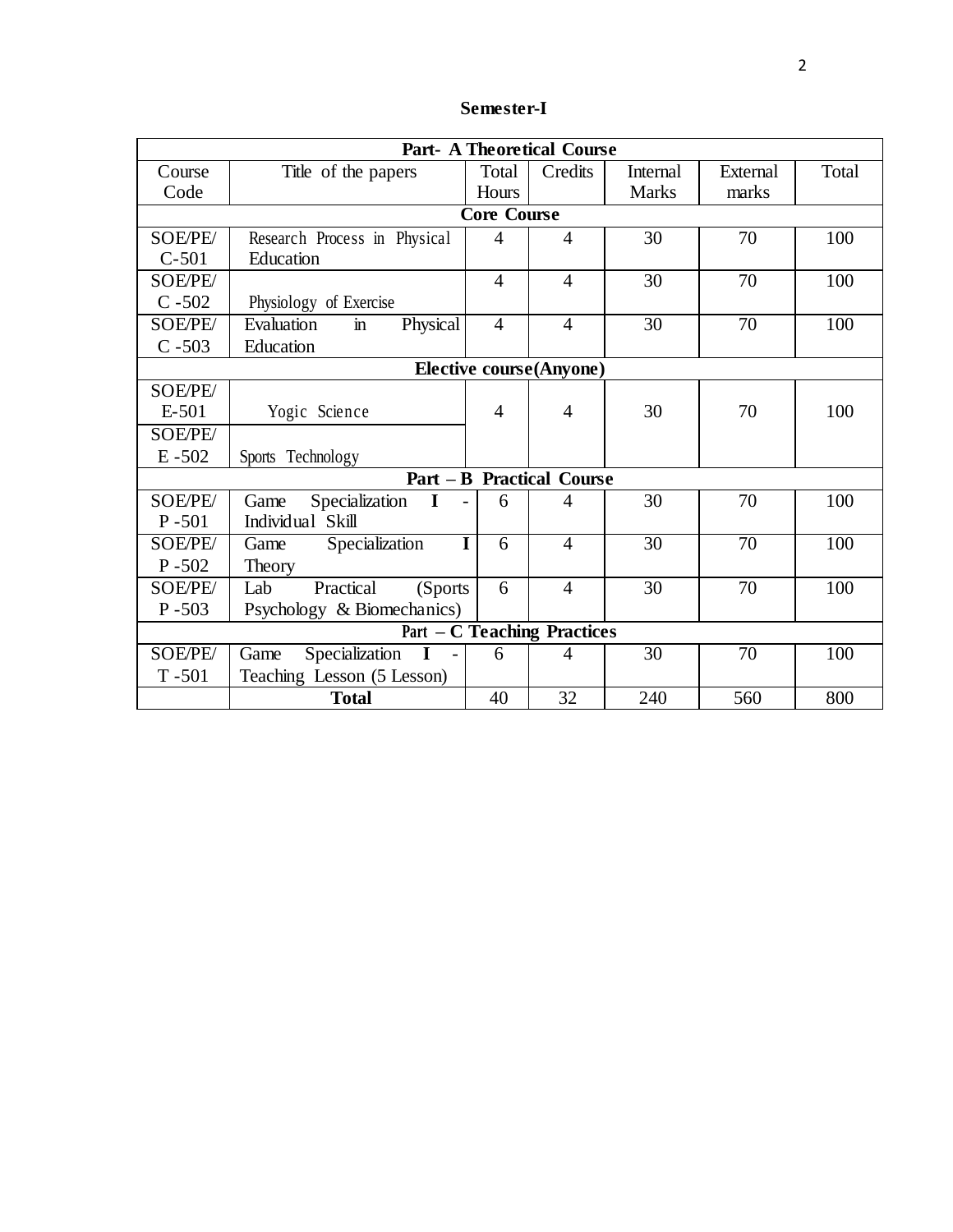## Semester-I

| Course Code | Title of the papers | Total Hours | Credits | Internal Marks | External marks | Total |
|---|---|---|---|---|---|---|
| **Part- A Theoretical Course** | | | | | | |
| **Core Course** | | | | | | |
| SOE/PE/ C-501 | Research Process in Physical Education | 4 | 4 | 30 | 70 | 100 |
| SOE/PE/ C -502 | Physiology of Exercise | 4 | 4 | 30 | 70 | 100 |
| SOE/PE/ C -503 | Evaluation in Physical Education | 4 | 4 | 30 | 70 | 100 |
| **Elective course(Anyone)** | | | | | | |
| SOE/PE/ E-501 | Yogic Science | 4 | 4 | 30 | 70 | 100 |
| SOE/PE/ E -502 | Sports Technology | | | | | |
| **Part – B Practical Course** | | | | | | |
| SOE/PE/ P -501 | Game Specialization **I** - Individual Skill | 6 | 4 | 30 | 70 | 100 |
| SOE/PE/ P -502 | Game Specialization **I** Theory | 6 | 4 | 30 | 70 | 100 |
| SOE/PE/ P -503 | Lab Practical (Sports Psychology & Biomechanics) | 6 | 4 | 30 | 70 | 100 |
| **Part – C Teaching Practices** | | | | | | |
| SOE/PE/ T -501 | Game Specialization **I** - Teaching Lesson (5 Lesson) | 6 | 4 | 30 | 70 | 100 |
| | **Total** | 40 | 32 | 240 | 560 | 800 |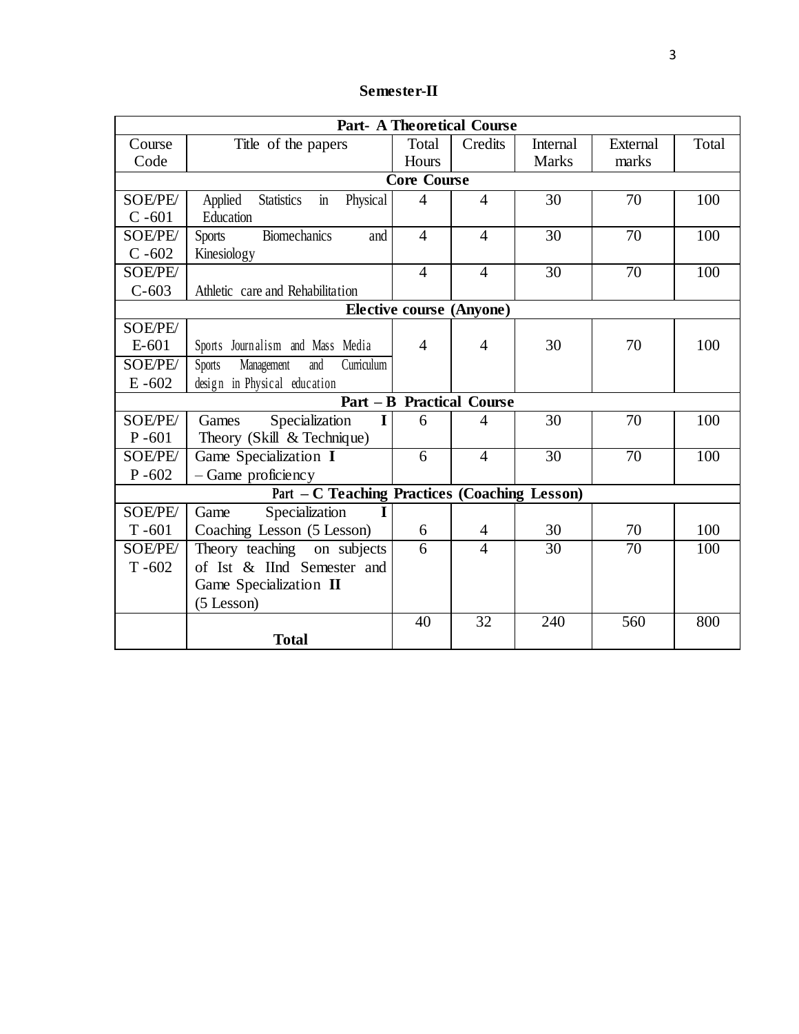**Semester-II**

| Course Code | Title of the papers | Total Hours | Credits | Internal Marks | External marks | Total |
|---|---|---|---|---|---|---|
| **Part- A Theoretical Course** | | | | | | |
| **Core Course** | | | | | | |
| SOE/PE/ C -601 | Applied Statistics in Physical Education | 4 | 4 | 30 | 70 | 100 |
| SOE/PE/ C -602 | Sports Biomechanics and Kinesiology | 4 | 4 | 30 | 70 | 100 |
| SOE/PE/ C-603 | Athletic care and Rehabilitation | 4 | 4 | 30 | 70 | 100 |
| **Elective course (Anyone)** | | | | | | |
| SOE/PE/ E-601 | Sports Journalism and Mass Media | 4 | 4 | 30 | 70 | 100 |
| SOE/PE/ E -602 | Sports Management and Curriculum design in Physical education | | | | | |
| **Part – B Practical Course** | | | | | | |
| SOE/PE/ P -601 | Games Specialization **I** Theory (Skill & Technique) | 6 | 4 | 30 | 70 | 100 |
| SOE/PE/ P -602 | Game Specialization **I** – Game proficiency | 6 | 4 | 30 | 70 | 100 |
| Part – **C Teaching Practices (Coaching Lesson)** | | | | | | |
| SOE/PE/ T -601 | Game Specialization **I** Coaching Lesson (5 Lesson) | 6 | 4 | 30 | 70 | 100 |
| SOE/PE/ T -602 | Theory teaching on subjects of Ist & IInd Semester and Game Specialization **II** (5 Lesson) | 6 | 4 | 30 | 70 | 100 |
| | **Total** | 40 | 32 | 240 | 560 | 800 |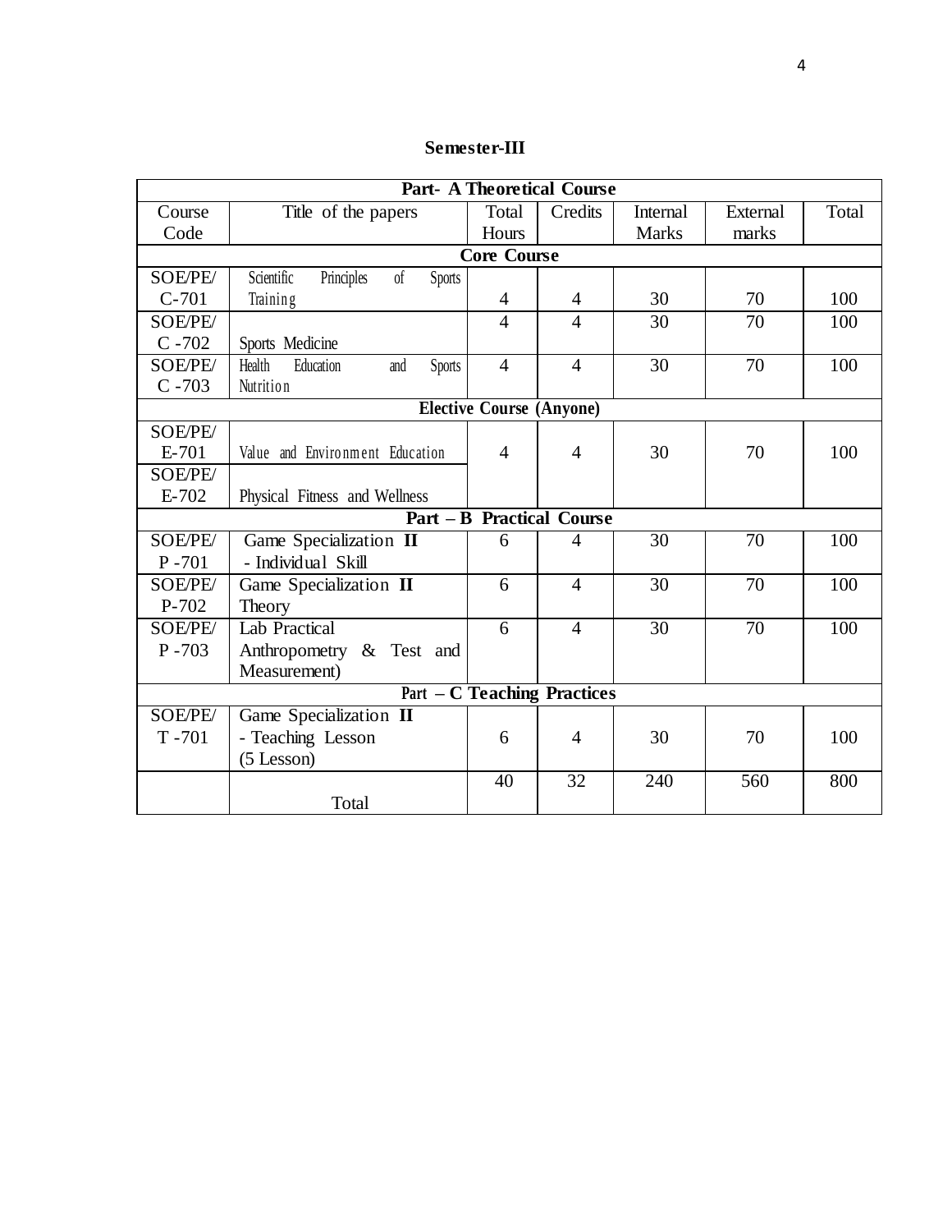## Semester-III

| Course Code | Title of the papers | Total Hours | Credits | Internal Marks | External marks | Total |
|---|---|---|---|---|---|---|
| **Part- A Theoretical Course** | | | | | | |
| **Core Course** | | | | | | |
| SOE/PE/ C-701 | Scientific Principles of Sports Training | 4 | 4 | 30 | 70 | 100 |
| SOE/PE/ C -702 | Sports Medicine | 4 | 4 | 30 | 70 | 100 |
| SOE/PE/ C -703 | Health Education and Sports Nutrition | 4 | 4 | 30 | 70 | 100 |
| **Elective Course (Anyone)** | | | | | | |
| SOE/PE/ E-701 | Value and Environment Education | 4 | 4 | 30 | 70 | 100 |
| SOE/PE/ E-702 | Physical Fitness and Wellness | | | | | |
| **Part – B Practical Course** | | | | | | |
| SOE/PE/ P -701 | Game Specialization **II** - Individual Skill | 6 | 4 | 30 | 70 | 100 |
| SOE/PE/ P-702 | Game Specialization **II** Theory | 6 | 4 | 30 | 70 | 100 |
| SOE/PE/ P -703 | Lab Practical Anthropometry & Test and Measurement) | 6 | 4 | 30 | 70 | 100 |
| **Part – C Teaching Practices** | | | | | | |
| SOE/PE/ T -701 | Game Specialization **II** - Teaching Lesson (5 Lesson) | 6 | 4 | 30 | 70 | 100 |
| | Total | 40 | 32 | 240 | 560 | 800 |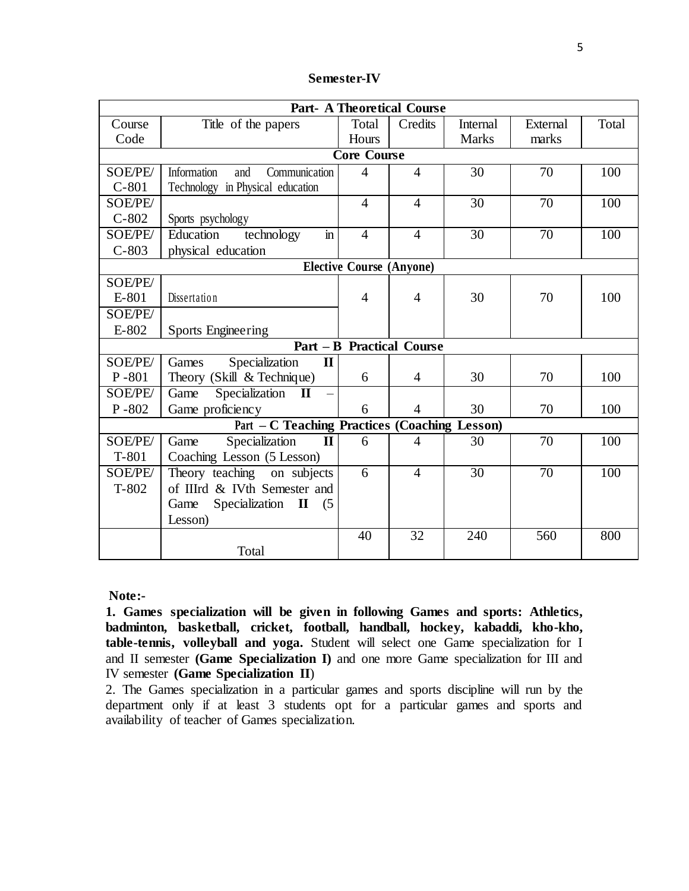**Semester-IV**

| Course Code | Title of the papers | Total Hours | Credits | Internal Marks | External marks | Total |
|---|---|---|---|---|---|---|
| **Part- A Theoretical Course** | | | | | | |
| **Core Course** | | | | | | |
| SOE/PE/ C-801 | Information and Communication Technology in Physical education | 4 | 4 | 30 | 70 | 100 |
| SOE/PE/ C-802 | Sports psychology | 4 | 4 | 30 | 70 | 100 |
| SOE/PE/ C-803 | Education technology in physical education | 4 | 4 | 30 | 70 | 100 |
| **Elective Course (Anyone)** | | | | | | |
| SOE/PE/ E-801 | Dissertation | 4 | 4 | 30 | 70 | 100 |
| SOE/PE/ E-802 | Sports Engineering | | | | | |
| **Part – B Practical Course** | | | | | | |
| SOE/PE/ P -801 | Games Specialization **II** Theory (Skill & Technique) | 6 | 4 | 30 | 70 | 100 |
| SOE/PE/ P -802 | Game Specialization **II** – Game proficiency | 6 | 4 | 30 | 70 | 100 |
| Part **– C Teaching Practices (Coaching Lesson)** | | | | | | |
| SOE/PE/ T-801 | Game Specialization **II** Coaching Lesson (5 Lesson) | 6 | 4 | 30 | 70 | 100 |
| SOE/PE/ T-802 | Theory teaching on subjects of IIIrd & IVth Semester and Game Specialization **II** (5 Lesson) | 6 | 4 | 30 | 70 | 100 |
| | Total | 40 | 32 | 240 | 560 | 800 |

**Note:-**

**1. Games specialization will be given in following Games and sports: Athletics, badminton, basketball, cricket, football, handball, hockey, kabaddi, kho-kho, table-tennis, volleyball and yoga.** Student will select one Game specialization for I and II semester **(Game Specialization I)** and one more Game specialization for III and IV semester **(Game Specialization II**)

2. The Games specialization in a particular games and sports discipline will run by the department only if at least 3 students opt for a particular games and sports and availability of teacher of Games specialization.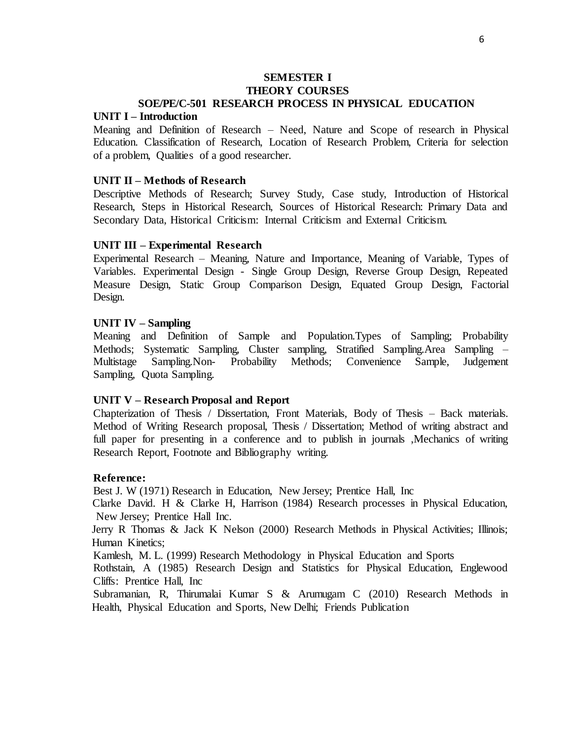## SEMESTER I

## THEORY COURSES

## SOE/PE/C-501 RESEARCH PROCESS IN PHYSICAL EDUCATION

### UNIT I – Introduction

Meaning and Definition of Research – Need, Nature and Scope of research in Physical Education. Classification of Research, Location of Research Problem, Criteria for selection of a problem, Qualities of a good researcher.

### UNIT II – Methods of Research

Descriptive Methods of Research; Survey Study, Case study, Introduction of Historical Research, Steps in Historical Research, Sources of Historical Research: Primary Data and Secondary Data, Historical Criticism: Internal Criticism and External Criticism.

### UNIT III – Experimental Research

Experimental Research – Meaning, Nature and Importance, Meaning of Variable, Types of Variables. Experimental Design - Single Group Design, Reverse Group Design, Repeated Measure Design, Static Group Comparison Design, Equated Group Design, Factorial Design.

### UNIT IV – Sampling

Meaning and Definition of Sample and Population.Types of Sampling; Probability Methods; Systematic Sampling, Cluster sampling, Stratified Sampling.Area Sampling – Multistage Sampling.Non- Probability Methods; Convenience Sample, Judgement Sampling, Quota Sampling.

### UNIT V – Research Proposal and Report

Chapterization of Thesis / Dissertation, Front Materials, Body of Thesis – Back materials. Method of Writing Research proposal, Thesis / Dissertation; Method of writing abstract and full paper for presenting in a conference and to publish in journals ,Mechanics of writing Research Report, Footnote and Bibliography writing.

**Reference:**

Best J. W (1971) Research in Education, New Jersey; Prentice Hall, Inc

Clarke David. H & Clarke H, Harrison (1984) Research processes in Physical Education, New Jersey; Prentice Hall Inc.

Jerry R Thomas & Jack K Nelson (2000) Research Methods in Physical Activities; Illinois; Human Kinetics;

Kamlesh, M. L. (1999) Research Methodology in Physical Education and Sports

Rothstain, A (1985) Research Design and Statistics for Physical Education, Englewood Cliffs: Prentice Hall, Inc

Subramanian, R, Thirumalai Kumar S & Arumugam C (2010) Research Methods in Health, Physical Education and Sports, New Delhi; Friends Publication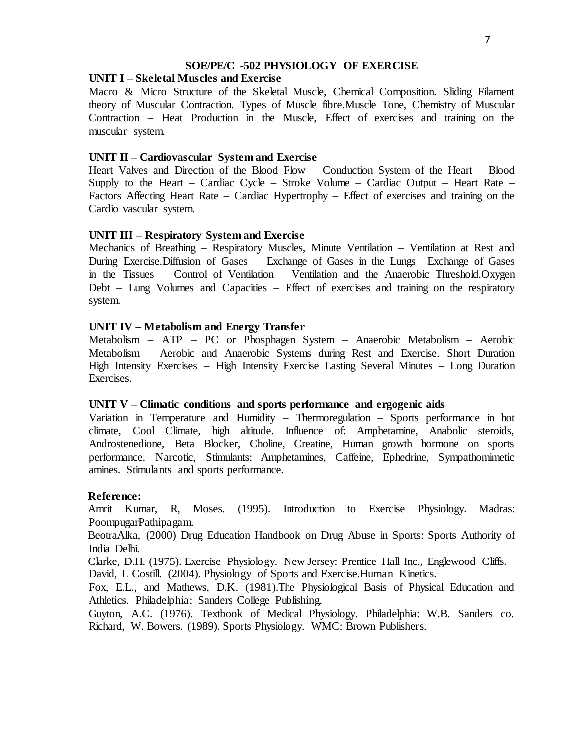## SOE/PE/C -502 PHYSIOLOGY OF EXERCISE

### UNIT I – Skeletal Muscles and Exercise

Macro & Micro Structure of the Skeletal Muscle, Chemical Composition. Sliding Filament theory of Muscular Contraction. Types of Muscle fibre.Muscle Tone, Chemistry of Muscular Contraction – Heat Production in the Muscle, Effect of exercises and training on the muscular system.

### UNIT II – Cardiovascular System and Exercise

Heart Valves and Direction of the Blood Flow – Conduction System of the Heart – Blood Supply to the Heart – Cardiac Cycle – Stroke Volume – Cardiac Output – Heart Rate – Factors Affecting Heart Rate – Cardiac Hypertrophy – Effect of exercises and training on the Cardio vascular system.

### UNIT III – Respiratory System and Exercise

Mechanics of Breathing – Respiratory Muscles, Minute Ventilation – Ventilation at Rest and During Exercise.Diffusion of Gases – Exchange of Gases in the Lungs –Exchange of Gases in the Tissues – Control of Ventilation – Ventilation and the Anaerobic Threshold.Oxygen Debt – Lung Volumes and Capacities – Effect of exercises and training on the respiratory system.

### UNIT IV – Metabolism and Energy Transfer

Metabolism – ATP – PC or Phosphagen System – Anaerobic Metabolism – Aerobic Metabolism – Aerobic and Anaerobic Systems during Rest and Exercise. Short Duration High Intensity Exercises – High Intensity Exercise Lasting Several Minutes – Long Duration Exercises.

### UNIT V – Climatic conditions and sports performance and ergogenic aids

Variation in Temperature and Humidity – Thermoregulation – Sports performance in hot climate, Cool Climate, high altitude. Influence of: Amphetamine, Anabolic steroids, Androstenedione, Beta Blocker, Choline, Creatine, Human growth hormone on sports performance. Narcotic, Stimulants: Amphetamines, Caffeine, Ephedrine, Sympathomimetic amines. Stimulants and sports performance.

### Reference:

Amrit Kumar, R, Moses. (1995). Introduction to Exercise Physiology. Madras: PoompugarPathipagam.

BeotraAlka, (2000) Drug Education Handbook on Drug Abuse in Sports: Sports Authority of India Delhi.

Clarke, D.H. (1975). Exercise Physiology. New Jersey: Prentice Hall Inc., Englewood Cliffs.

David, L Costill. (2004). Physiology of Sports and Exercise.Human Kinetics.

Fox, E.L., and Mathews, D.K. (1981).The Physiological Basis of Physical Education and Athletics. Philadelphia: Sanders College Publishing.

Guyton, A.C. (1976). Textbook of Medical Physiology. Philadelphia: W.B. Sanders co.

Richard, W. Bowers. (1989). Sports Physiology. WMC: Brown Publishers.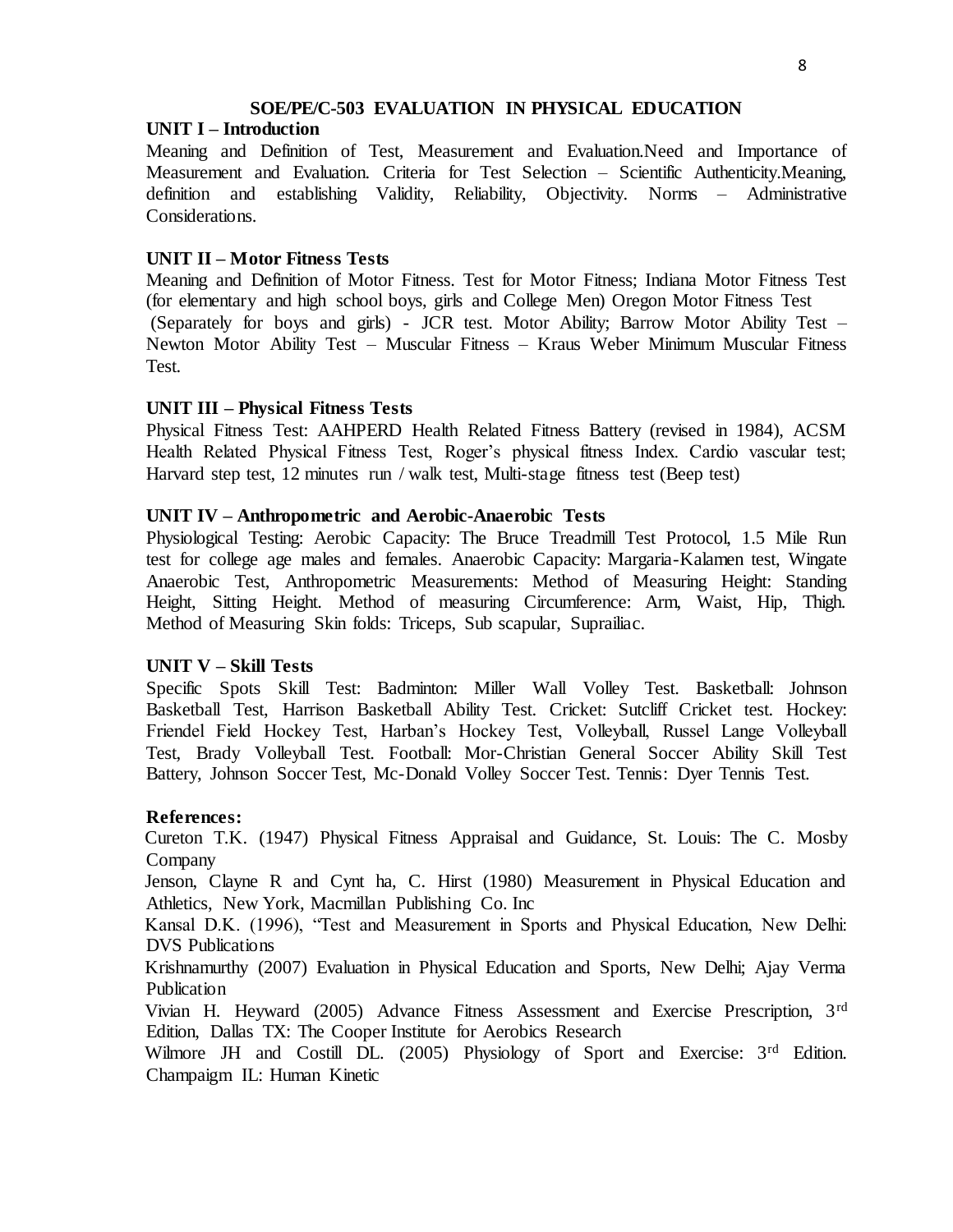## SOE/PE/C-503 EVALUATION IN PHYSICAL EDUCATION

### UNIT I – Introduction

Meaning and Definition of Test, Measurement and Evaluation.Need and Importance of Measurement and Evaluation. Criteria for Test Selection – Scientific Authenticity.Meaning, definition and establishing Validity, Reliability, Objectivity. Norms – Administrative Considerations.

### UNIT II – Motor Fitness Tests

Meaning and Definition of Motor Fitness. Test for Motor Fitness; Indiana Motor Fitness Test (for elementary and high school boys, girls and College Men) Oregon Motor Fitness Test (Separately for boys and girls) - JCR test. Motor Ability; Barrow Motor Ability Test – Newton Motor Ability Test – Muscular Fitness – Kraus Weber Minimum Muscular Fitness Test.

### UNIT III – Physical Fitness Tests

Physical Fitness Test: AAHPERD Health Related Fitness Battery (revised in 1984), ACSM Health Related Physical Fitness Test, Roger's physical fitness Index. Cardio vascular test; Harvard step test, 12 minutes run / walk test, Multi-stage fitness test (Beep test)

### UNIT IV – Anthropometric and Aerobic-Anaerobic Tests

Physiological Testing: Aerobic Capacity: The Bruce Treadmill Test Protocol, 1.5 Mile Run test for college age males and females. Anaerobic Capacity: Margaria-Kalamen test, Wingate Anaerobic Test, Anthropometric Measurements: Method of Measuring Height: Standing Height, Sitting Height. Method of measuring Circumference: Arm, Waist, Hip, Thigh. Method of Measuring Skin folds: Triceps, Sub scapular, Suprailiac.

### UNIT V – Skill Tests

Specific Spots Skill Test: Badminton: Miller Wall Volley Test. Basketball: Johnson Basketball Test, Harrison Basketball Ability Test. Cricket: Sutcliff Cricket test. Hockey: Friendel Field Hockey Test, Harban's Hockey Test, Volleyball, Russel Lange Volleyball Test, Brady Volleyball Test. Football: Mor-Christian General Soccer Ability Skill Test Battery, Johnson Soccer Test, Mc-Donald Volley Soccer Test. Tennis: Dyer Tennis Test.

### References:

Cureton T.K. (1947) Physical Fitness Appraisal and Guidance, St. Louis: The C. Mosby Company

Jenson, Clayne R and Cynt ha, C. Hirst (1980) Measurement in Physical Education and Athletics, New York, Macmillan Publishing Co. Inc

Kansal D.K. (1996), "Test and Measurement in Sports and Physical Education, New Delhi: DVS Publications

Krishnamurthy (2007) Evaluation in Physical Education and Sports, New Delhi; Ajay Verma Publication

Vivian H. Heyward (2005) Advance Fitness Assessment and Exercise Prescription, 3rd Edition, Dallas TX: The Cooper Institute for Aerobics Research

Wilmore JH and Costill DL. (2005) Physiology of Sport and Exercise: 3rd Edition. Champaigm IL: Human Kinetic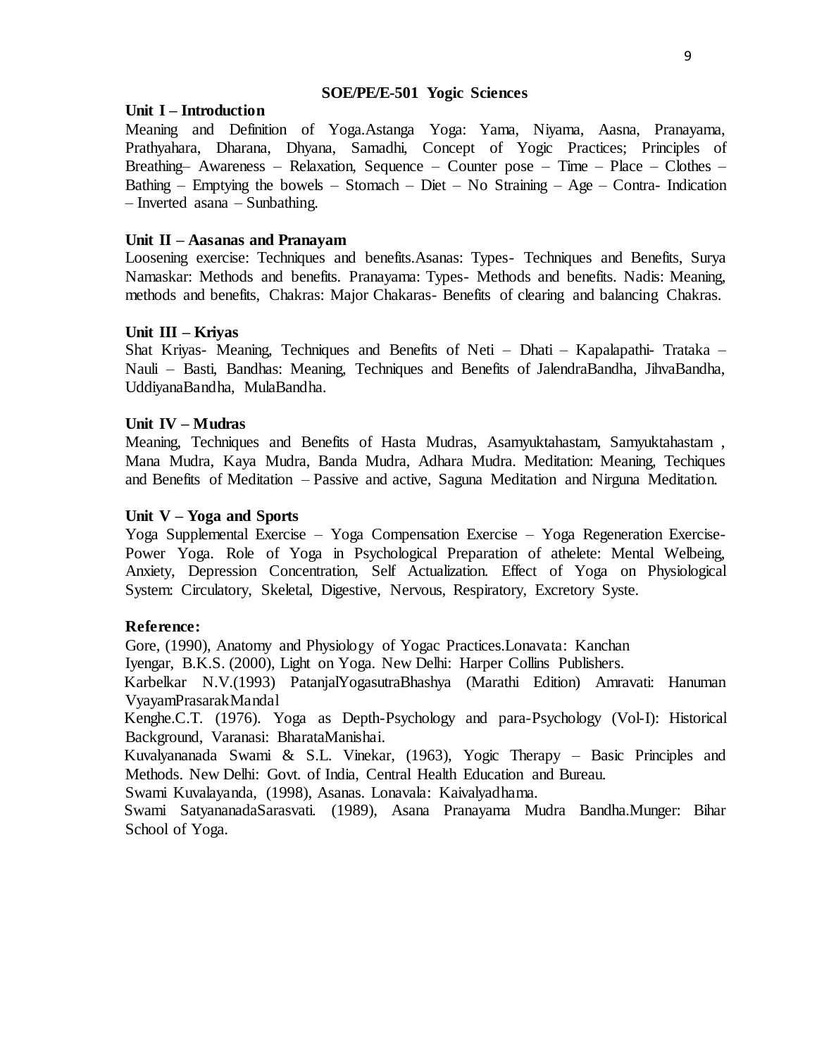## SOE/PE/E-501 Yogic Sciences

### Unit I – Introduction

Meaning and Definition of Yoga.Astanga Yoga: Yama, Niyama, Aasna, Pranayama, Prathyahara, Dharana, Dhyana, Samadhi, Concept of Yogic Practices; Principles of Breathing– Awareness – Relaxation, Sequence – Counter pose – Time – Place – Clothes – Bathing – Emptying the bowels – Stomach – Diet – No Straining – Age – Contra- Indication – Inverted asana – Sunbathing.

### Unit II – Aasanas and Pranayam

Loosening exercise: Techniques and benefits.Asanas: Types- Techniques and Benefits, Surya Namaskar: Methods and benefits. Pranayama: Types- Methods and benefits. Nadis: Meaning, methods and benefits, Chakras: Major Chakaras- Benefits of clearing and balancing Chakras.

### Unit III – Kriyas

Shat Kriyas- Meaning, Techniques and Benefits of Neti – Dhati – Kapalapathi- Trataka – Nauli – Basti, Bandhas: Meaning, Techniques and Benefits of JalendraBandha, JihvaBandha, UddiyanaBandha, MulaBandha.

### Unit IV – Mudras

Meaning, Techniques and Benefits of Hasta Mudras, Asamyuktahastam, Samyuktahastam , Mana Mudra, Kaya Mudra, Banda Mudra, Adhara Mudra. Meditation: Meaning, Techiques and Benefits of Meditation – Passive and active, Saguna Meditation and Nirguna Meditation.

### Unit V – Yoga and Sports

Yoga Supplemental Exercise – Yoga Compensation Exercise – Yoga Regeneration Exercise- Power Yoga. Role of Yoga in Psychological Preparation of athelete: Mental Welbeing, Anxiety, Depression Concentration, Self Actualization. Effect of Yoga on Physiological System: Circulatory, Skeletal, Digestive, Nervous, Respiratory, Excretory Syste.

### Reference:

Gore, (1990), Anatomy and Physiology of Yogac Practices.Lonavata: Kanchan

Iyengar, B.K.S. (2000), Light on Yoga. New Delhi: Harper Collins Publishers.

Karbelkar N.V.(1993) PatanjalYogasutraBhashya (Marathi Edition) Amravati: Hanuman VyayamPrasarakMandal

Kenghe.C.T. (1976). Yoga as Depth-Psychology and para-Psychology (Vol-I): Historical Background, Varanasi: BharataManishai.

Kuvalyananada Swami & S.L. Vinekar, (1963), Yogic Therapy – Basic Principles and Methods. New Delhi: Govt. of India, Central Health Education and Bureau.

Swami Kuvalayanda, (1998), Asanas. Lonavala: Kaivalyadhama.

Swami SatyananadaSarasvati. (1989), Asana Pranayama Mudra Bandha.Munger: Bihar School of Yoga.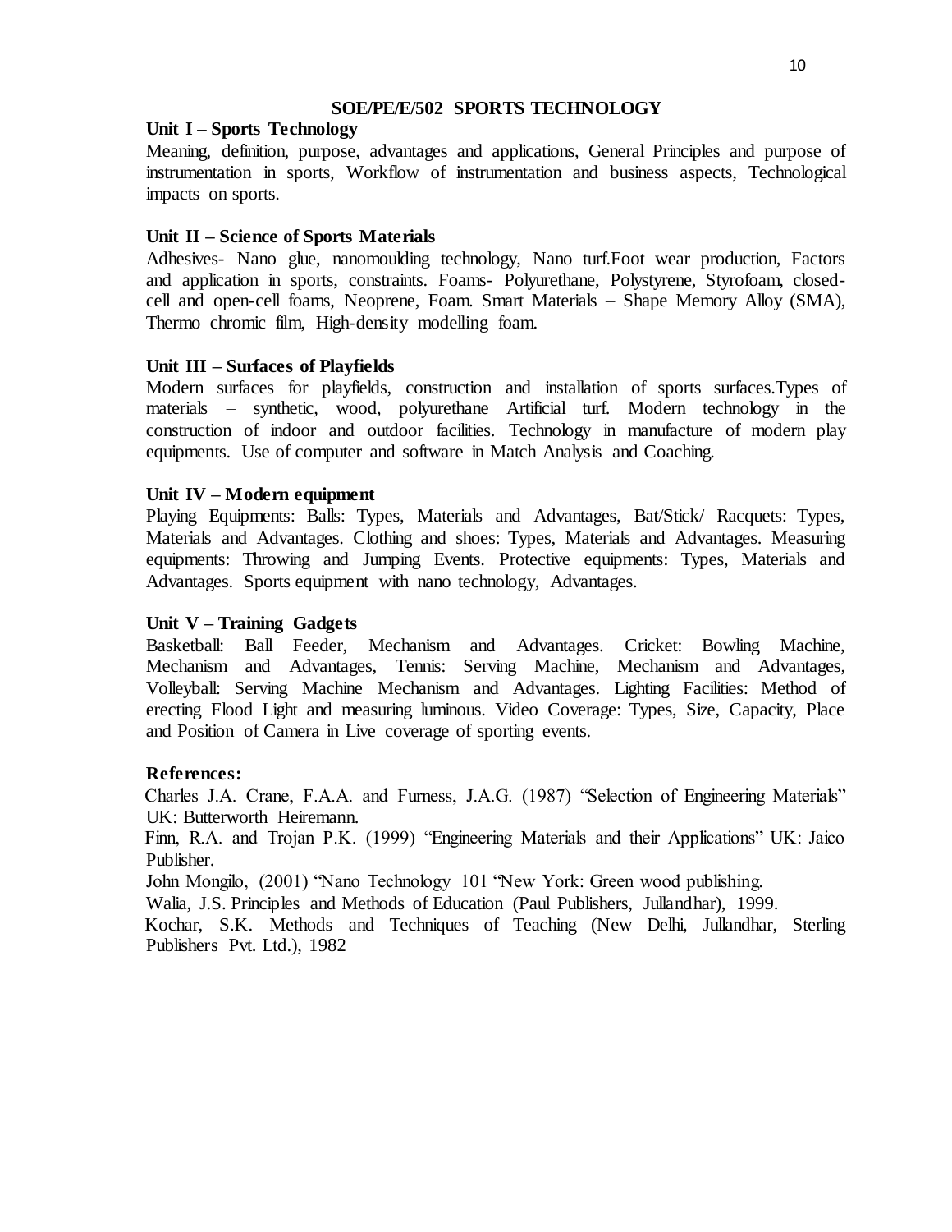## SOE/PE/E/502 SPORTS TECHNOLOGY

### Unit I – Sports Technology

Meaning, definition, purpose, advantages and applications, General Principles and purpose of instrumentation in sports, Workflow of instrumentation and business aspects, Technological impacts on sports.

### Unit II – Science of Sports Materials

Adhesives- Nano glue, nanomoulding technology, Nano turf.Foot wear production, Factors and application in sports, constraints. Foams- Polyurethane, Polystyrene, Styrofoam, closed-cell and open-cell foams, Neoprene, Foam. Smart Materials – Shape Memory Alloy (SMA), Thermo chromic film, High-density modelling foam.

### Unit III – Surfaces of Playfields

Modern surfaces for playfields, construction and installation of sports surfaces.Types of materials – synthetic, wood, polyurethane Artificial turf. Modern technology in the construction of indoor and outdoor facilities. Technology in manufacture of modern play equipments. Use of computer and software in Match Analysis and Coaching.

### Unit IV – Modern equipment

Playing Equipments: Balls: Types, Materials and Advantages, Bat/Stick/ Racquets: Types, Materials and Advantages. Clothing and shoes: Types, Materials and Advantages. Measuring equipments: Throwing and Jumping Events. Protective equipments: Types, Materials and Advantages. Sports equipment with nano technology, Advantages.

### Unit V – Training Gadgets

Basketball: Ball Feeder, Mechanism and Advantages. Cricket: Bowling Machine, Mechanism and Advantages, Tennis: Serving Machine, Mechanism and Advantages, Volleyball: Serving Machine Mechanism and Advantages. Lighting Facilities: Method of erecting Flood Light and measuring luminous. Video Coverage: Types, Size, Capacity, Place and Position of Camera in Live coverage of sporting events.

### References:

Charles J.A. Crane, F.A.A. and Furness, J.A.G. (1987) "Selection of Engineering Materials" UK: Butterworth Heiremann.

Finn, R.A. and Trojan P.K. (1999) "Engineering Materials and their Applications" UK: Jaico Publisher.

John Mongilo, (2001) "Nano Technology 101 "New York: Green wood publishing.

Walia, J.S. Principles and Methods of Education (Paul Publishers, Jullandhar), 1999.

Kochar, S.K. Methods and Techniques of Teaching (New Delhi, Jullandhar, Sterling Publishers Pvt. Ltd.), 1982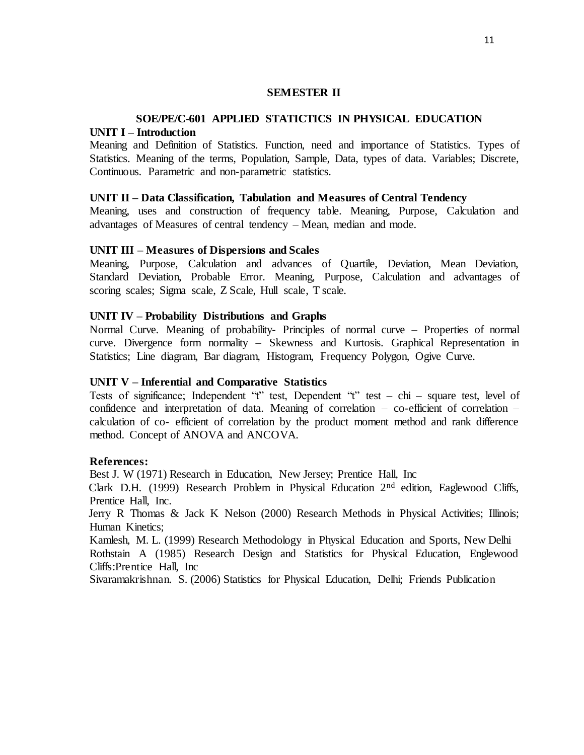## SEMESTER II

### SOE/PE/C-601 APPLIED STATICTICS IN PHYSICAL EDUCATION

**UNIT I – Introduction**

Meaning and Definition of Statistics. Function, need and importance of Statistics. Types of Statistics. Meaning of the terms, Population, Sample, Data, types of data. Variables; Discrete, Continuous. Parametric and non-parametric statistics.

**UNIT II – Data Classification, Tabulation and Measures of Central Tendency**

Meaning, uses and construction of frequency table. Meaning, Purpose, Calculation and advantages of Measures of central tendency – Mean, median and mode.

**UNIT III – Measures of Dispersions and Scales**

Meaning, Purpose, Calculation and advances of Quartile, Deviation, Mean Deviation, Standard Deviation, Probable Error. Meaning, Purpose, Calculation and advantages of scoring scales; Sigma scale, Z Scale, Hull scale, T scale.

**UNIT IV – Probability Distributions and Graphs**

Normal Curve. Meaning of probability- Principles of normal curve – Properties of normal curve. Divergence form normality – Skewness and Kurtosis. Graphical Representation in Statistics; Line diagram, Bar diagram, Histogram, Frequency Polygon, Ogive Curve.

**UNIT V – Inferential and Comparative Statistics**

Tests of significance; Independent "t" test, Dependent "t" test – chi – square test, level of confidence and interpretation of data. Meaning of correlation – co-efficient of correlation – calculation of co- efficient of correlation by the product moment method and rank difference method. Concept of ANOVA and ANCOVA.

**References:**

Best J. W (1971) Research in Education, New Jersey; Prentice Hall, Inc

Clark D.H. (1999) Research Problem in Physical Education 2nd edition, Eaglewood Cliffs, Prentice Hall, Inc.

Jerry R Thomas & Jack K Nelson (2000) Research Methods in Physical Activities; Illinois; Human Kinetics;

Kamlesh, M. L. (1999) Research Methodology in Physical Education and Sports, New Delhi

Rothstain A (1985) Research Design and Statistics for Physical Education, Englewood Cliffs:Prentice Hall, Inc

Sivaramakrishnan. S. (2006) Statistics for Physical Education, Delhi; Friends Publication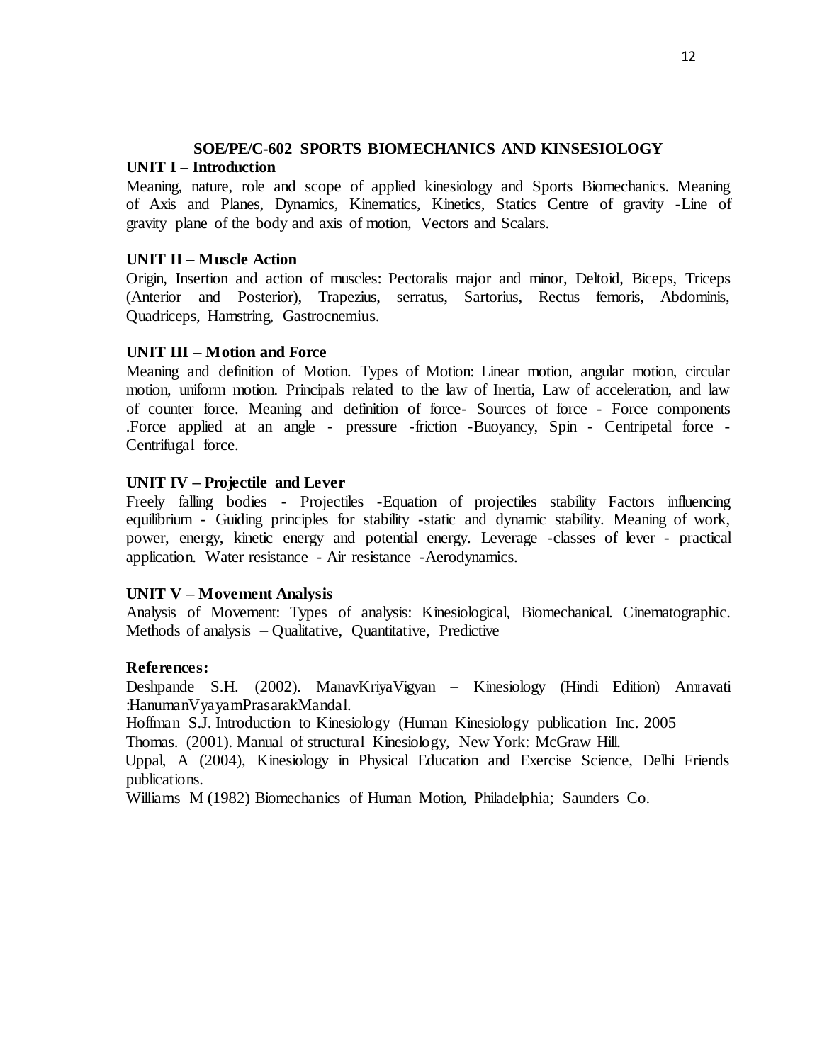## SOE/PE/C-602 SPORTS BIOMECHANICS AND KINSESIOLOGY

### UNIT I – Introduction

Meaning, nature, role and scope of applied kinesiology and Sports Biomechanics. Meaning of Axis and Planes, Dynamics, Kinematics, Kinetics, Statics Centre of gravity -Line of gravity plane of the body and axis of motion, Vectors and Scalars.

### UNIT II – Muscle Action

Origin, Insertion and action of muscles: Pectoralis major and minor, Deltoid, Biceps, Triceps (Anterior and Posterior), Trapezius, serratus, Sartorius, Rectus femoris, Abdominis, Quadriceps, Hamstring, Gastrocnemius.

### UNIT III – Motion and Force

Meaning and definition of Motion. Types of Motion: Linear motion, angular motion, circular motion, uniform motion. Principals related to the law of Inertia, Law of acceleration, and law of counter force. Meaning and definition of force- Sources of force - Force components .Force applied at an angle - pressure -friction -Buoyancy, Spin - Centripetal force - Centrifugal force.

### UNIT IV – Projectile and Lever

Freely falling bodies - Projectiles -Equation of projectiles stability Factors influencing equilibrium - Guiding principles for stability -static and dynamic stability. Meaning of work, power, energy, kinetic energy and potential energy. Leverage -classes of lever - practical application. Water resistance - Air resistance -Aerodynamics.

### UNIT V – Movement Analysis

Analysis of Movement: Types of analysis: Kinesiological, Biomechanical. Cinematographic. Methods of analysis – Qualitative, Quantitative, Predictive

### References:

Deshpande S.H. (2002). ManavKriyaVigyan – Kinesiology (Hindi Edition) Amravati :HanumanVyayamPrasarakMandal.

Hoffman S.J. Introduction to Kinesiology (Human Kinesiology publication Inc. 2005

Thomas. (2001). Manual of structural Kinesiology, New York: McGraw Hill.

Uppal, A (2004), Kinesiology in Physical Education and Exercise Science, Delhi Friends publications.

Williams M (1982) Biomechanics of Human Motion, Philadelphia; Saunders Co.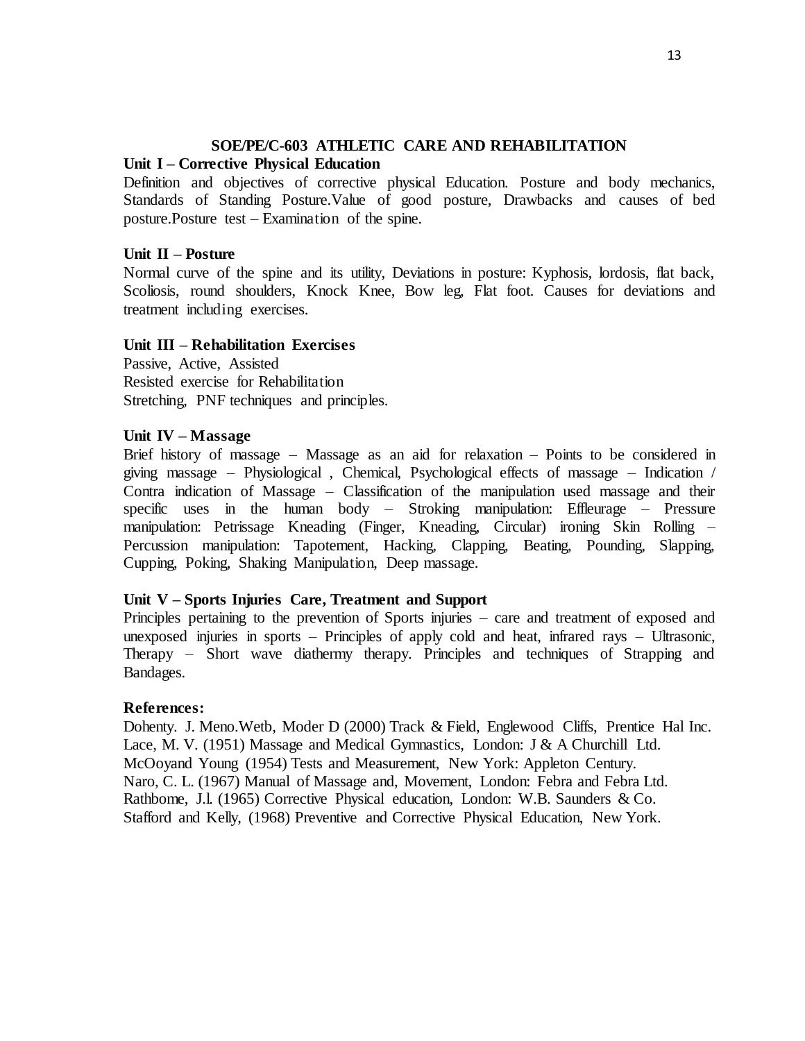## SOE/PE/C-603 ATHLETIC CARE AND REHABILITATION

### Unit I – Corrective Physical Education

Definition and objectives of corrective physical Education. Posture and body mechanics, Standards of Standing Posture.Value of good posture, Drawbacks and causes of bed posture.Posture test – Examination of the spine.

### Unit II – Posture

Normal curve of the spine and its utility, Deviations in posture: Kyphosis, lordosis, flat back, Scoliosis, round shoulders, Knock Knee, Bow leg, Flat foot. Causes for deviations and treatment including exercises.

### Unit III – Rehabilitation Exercises

Passive, Active, Assisted
Resisted exercise for Rehabilitation
Stretching, PNF techniques and principles.

### Unit IV – Massage

Brief history of massage – Massage as an aid for relaxation – Points to be considered in giving massage – Physiological , Chemical, Psychological effects of massage – Indication / Contra indication of Massage – Classification of the manipulation used massage and their specific uses in the human body – Stroking manipulation: Effleurage – Pressure manipulation: Petrissage Kneading (Finger, Kneading, Circular) ironing Skin Rolling – Percussion manipulation: Tapotement, Hacking, Clapping, Beating, Pounding, Slapping, Cupping, Poking, Shaking Manipulation, Deep massage.

### Unit V – Sports Injuries Care, Treatment and Support

Principles pertaining to the prevention of Sports injuries – care and treatment of exposed and unexposed injuries in sports – Principles of apply cold and heat, infrared rays – Ultrasonic, Therapy – Short wave diathermy therapy. Principles and techniques of Strapping and Bandages.

### References:

Dohenty. J. Meno.Wetb, Moder D (2000) Track & Field, Englewood Cliffs, Prentice Hal Inc.
Lace, M. V. (1951) Massage and Medical Gymnastics, London: J & A Churchill Ltd.
McOoyand Young (1954) Tests and Measurement, New York: Appleton Century.
Naro, C. L. (1967) Manual of Massage and, Movement, London: Febra and Febra Ltd.
Rathbome, J.l. (1965) Corrective Physical education, London: W.B. Saunders & Co.
Stafford and Kelly, (1968) Preventive and Corrective Physical Education, New York.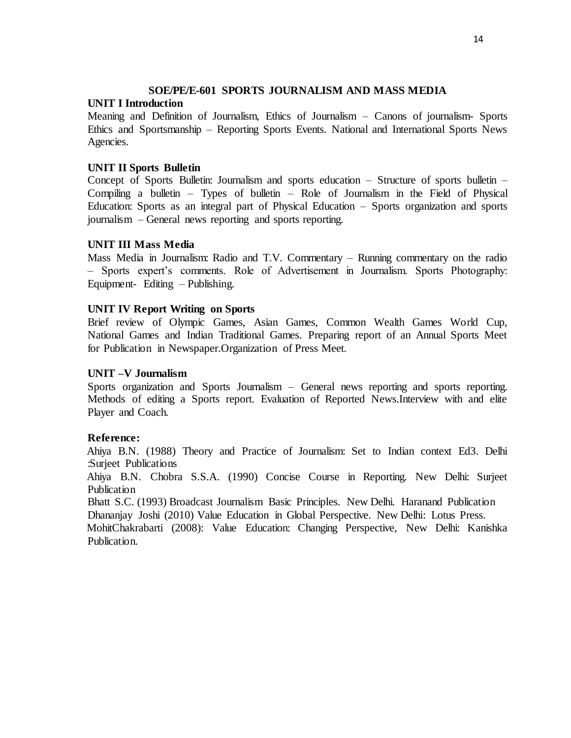## SOE/PE/E-601 SPORTS JOURNALISM AND MASS MEDIA

**UNIT I Introduction**

Meaning and Definition of Journalism, Ethics of Journalism – Canons of journalism- Sports Ethics and Sportsmanship – Reporting Sports Events. National and International Sports News Agencies.

**UNIT II Sports Bulletin**

Concept of Sports Bulletin: Journalism and sports education – Structure of sports bulletin – Compiling a bulletin – Types of bulletin – Role of Journalism in the Field of Physical Education: Sports as an integral part of Physical Education – Sports organization and sports journalism – General news reporting and sports reporting.

**UNIT III Mass Media**

Mass Media in Journalism: Radio and T.V. Commentary – Running commentary on the radio – Sports expert's comments. Role of Advertisement in Journalism. Sports Photography: Equipment- Editing – Publishing.

**UNIT IV Report Writing on Sports**

Brief review of Olympic Games, Asian Games, Common Wealth Games World Cup, National Games and Indian Traditional Games. Preparing report of an Annual Sports Meet for Publication in Newspaper.Organization of Press Meet.

**UNIT –V Journalism**

Sports organization and Sports Journalism – General news reporting and sports reporting. Methods of editing a Sports report. Evaluation of Reported News.Interview with and elite Player and Coach.

**Reference:**

Ahiya B.N. (1988) Theory and Practice of Journalism: Set to Indian context Ed3. Delhi :Surjeet Publications

Ahiya B.N. Chobra S.S.A. (1990) Concise Course in Reporting. New Delhi: Surjeet Publication

Bhatt S.C. (1993) Broadcast Journalism Basic Principles. New Delhi. Haranand Publication

Dhananjay Joshi (2010) Value Education in Global Perspective. New Delhi: Lotus Press.

MohitChakrabarti (2008): Value Education: Changing Perspective, New Delhi: Kanishka Publication.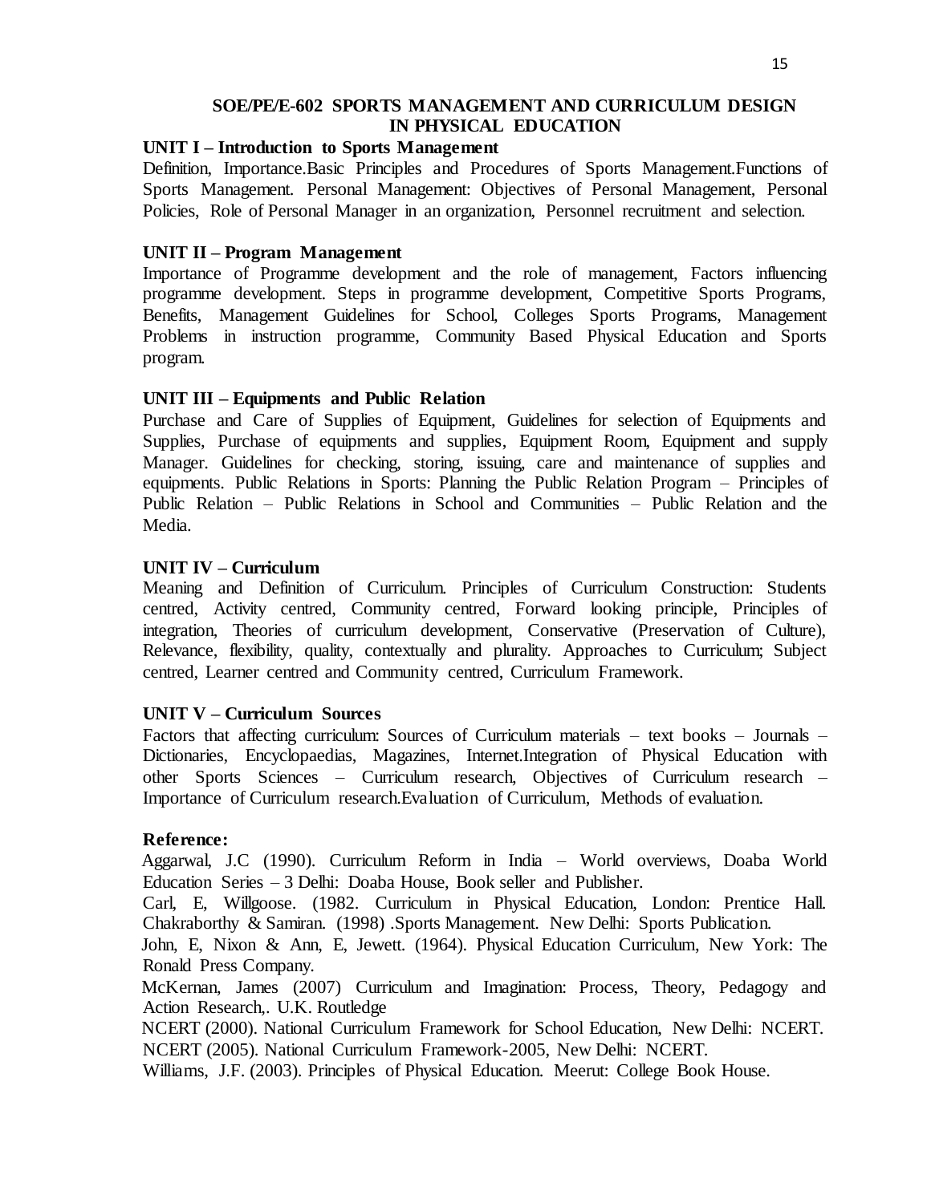## SOE/PE/E-602 SPORTS MANAGEMENT AND CURRICULUM DESIGN IN PHYSICAL EDUCATION

### UNIT I – Introduction to Sports Management

Definition, Importance.Basic Principles and Procedures of Sports Management.Functions of Sports Management. Personal Management: Objectives of Personal Management, Personal Policies, Role of Personal Manager in an organization, Personnel recruitment and selection.

### UNIT II – Program Management

Importance of Programme development and the role of management, Factors influencing programme development. Steps in programme development, Competitive Sports Programs, Benefits, Management Guidelines for School, Colleges Sports Programs, Management Problems in instruction programme, Community Based Physical Education and Sports program.

### UNIT III – Equipments and Public Relation

Purchase and Care of Supplies of Equipment, Guidelines for selection of Equipments and Supplies, Purchase of equipments and supplies, Equipment Room, Equipment and supply Manager. Guidelines for checking, storing, issuing, care and maintenance of supplies and equipments. Public Relations in Sports: Planning the Public Relation Program – Principles of Public Relation – Public Relations in School and Communities – Public Relation and the Media.

### UNIT IV – Curriculum

Meaning and Definition of Curriculum. Principles of Curriculum Construction: Students centred, Activity centred, Community centred, Forward looking principle, Principles of integration, Theories of curriculum development, Conservative (Preservation of Culture), Relevance, flexibility, quality, contextually and plurality. Approaches to Curriculum; Subject centred, Learner centred and Community centred, Curriculum Framework.

### UNIT V – Curriculum Sources

Factors that affecting curriculum: Sources of Curriculum materials – text books – Journals – Dictionaries, Encyclopaedias, Magazines, Internet.Integration of Physical Education with other Sports Sciences – Curriculum research, Objectives of Curriculum research – Importance of Curriculum research.Evaluation of Curriculum, Methods of evaluation.

### Reference:

Aggarwal, J.C (1990). Curriculum Reform in India – World overviews, Doaba World Education Series – 3 Delhi: Doaba House, Book seller and Publisher.

Carl, E, Willgoose. (1982. Curriculum in Physical Education, London: Prentice Hall.

Chakraborthy & Samiran. (1998) .Sports Management. New Delhi: Sports Publication.

John, E, Nixon & Ann, E, Jewett. (1964). Physical Education Curriculum, New York: The Ronald Press Company.

McKernan, James (2007) Curriculum and Imagination: Process, Theory, Pedagogy and Action Research,. U.K. Routledge

NCERT (2000). National Curriculum Framework for School Education, New Delhi: NCERT.

NCERT (2005). National Curriculum Framework-2005, New Delhi: NCERT.

Williams, J.F. (2003). Principles of Physical Education. Meerut: College Book House.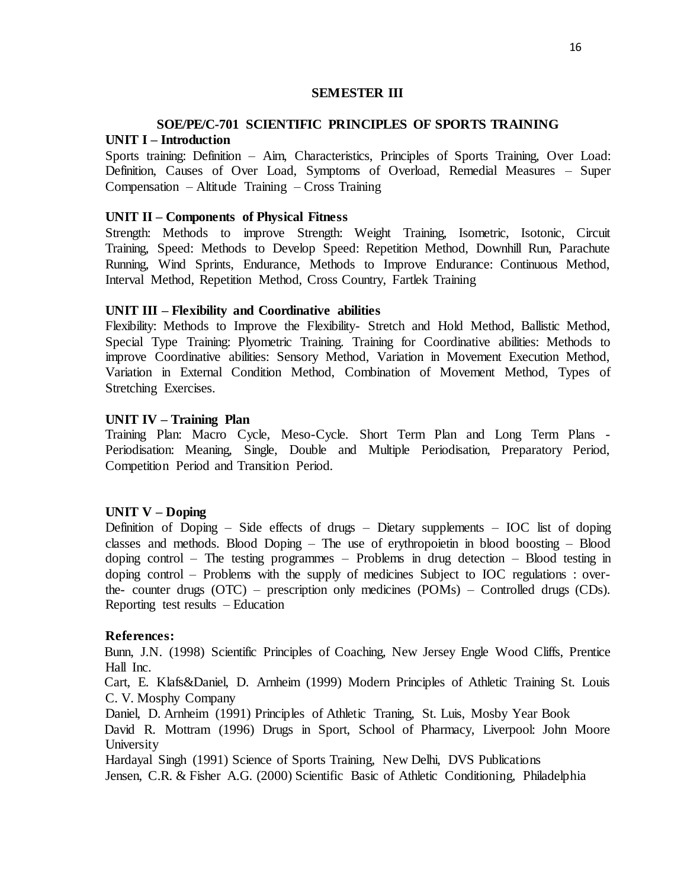## SEMESTER III

### SOE/PE/C-701 SCIENTIFIC PRINCIPLES OF SPORTS TRAINING

**UNIT I – Introduction**

Sports training: Definition – Aim, Characteristics, Principles of Sports Training, Over Load: Definition, Causes of Over Load, Symptoms of Overload, Remedial Measures – Super Compensation – Altitude Training – Cross Training

**UNIT II – Components of Physical Fitness**

Strength: Methods to improve Strength: Weight Training, Isometric, Isotonic, Circuit Training, Speed: Methods to Develop Speed: Repetition Method, Downhill Run, Parachute Running, Wind Sprints, Endurance, Methods to Improve Endurance: Continuous Method, Interval Method, Repetition Method, Cross Country, Fartlek Training

**UNIT III – Flexibility and Coordinative abilities**

Flexibility: Methods to Improve the Flexibility- Stretch and Hold Method, Ballistic Method, Special Type Training: Plyometric Training. Training for Coordinative abilities: Methods to improve Coordinative abilities: Sensory Method, Variation in Movement Execution Method, Variation in External Condition Method, Combination of Movement Method, Types of Stretching Exercises.

**UNIT IV – Training Plan**

Training Plan: Macro Cycle, Meso-Cycle. Short Term Plan and Long Term Plans - Periodisation: Meaning, Single, Double and Multiple Periodisation, Preparatory Period, Competition Period and Transition Period.

**UNIT V – Doping**

Definition of Doping – Side effects of drugs – Dietary supplements – IOC list of doping classes and methods. Blood Doping – The use of erythropoietin in blood boosting – Blood doping control – The testing programmes – Problems in drug detection – Blood testing in doping control – Problems with the supply of medicines Subject to IOC regulations : over-the- counter drugs (OTC) – prescription only medicines (POMs) – Controlled drugs (CDs). Reporting test results – Education

**References:**

Bunn, J.N. (1998) Scientific Principles of Coaching, New Jersey Engle Wood Cliffs, Prentice Hall Inc.

Cart, E. Klafs&Daniel, D. Arnheim (1999) Modern Principles of Athletic Training St. Louis C. V. Mosphy Company

Daniel, D. Arnheim (1991) Principles of Athletic Traning, St. Luis, Mosby Year Book

David R. Mottram (1996) Drugs in Sport, School of Pharmacy, Liverpool: John Moore University

Hardayal Singh (1991) Science of Sports Training, New Delhi, DVS Publications

Jensen, C.R. & Fisher A.G. (2000) Scientific Basic of Athletic Conditioning, Philadelphia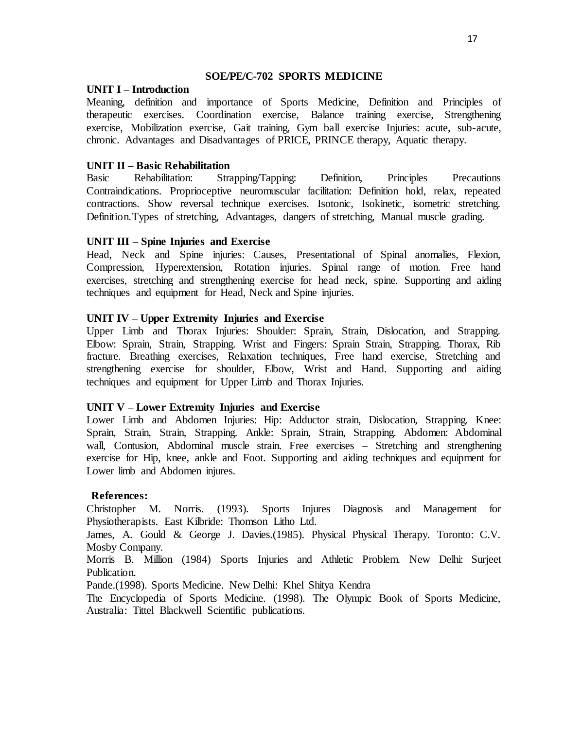## SOE/PE/C-702 SPORTS MEDICINE

### UNIT I – Introduction

Meaning, definition and importance of Sports Medicine, Definition and Principles of therapeutic exercises. Coordination exercise, Balance training exercise, Strengthening exercise, Mobilization exercise, Gait training, Gym ball exercise Injuries: acute, sub-acute, chronic. Advantages and Disadvantages of PRICE, PRINCE therapy, Aquatic therapy.

### UNIT II – Basic Rehabilitation

Basic Rehabilitation: Strapping/Tapping: Definition, Principles Precautions Contraindications. Proprioceptive neuromuscular facilitation: Definition hold, relax, repeated contractions. Show reversal technique exercises. Isotonic, Isokinetic, isometric stretching. Definition.Types of stretching, Advantages, dangers of stretching, Manual muscle grading.

### UNIT III – Spine Injuries and Exercise

Head, Neck and Spine injuries: Causes, Presentational of Spinal anomalies, Flexion, Compression, Hyperextension, Rotation injuries. Spinal range of motion. Free hand exercises, stretching and strengthening exercise for head neck, spine. Supporting and aiding techniques and equipment for Head, Neck and Spine injuries.

### UNIT IV – Upper Extremity Injuries and Exercise

Upper Limb and Thorax Injuries: Shoulder: Sprain, Strain, Dislocation, and Strapping. Elbow: Sprain, Strain, Strapping. Wrist and Fingers: Sprain Strain, Strapping. Thorax, Rib fracture. Breathing exercises, Relaxation techniques, Free hand exercise, Stretching and strengthening exercise for shoulder, Elbow, Wrist and Hand. Supporting and aiding techniques and equipment for Upper Limb and Thorax Injuries.

### UNIT V – Lower Extremity Injuries and Exercise

Lower Limb and Abdomen Injuries: Hip: Adductor strain, Dislocation, Strapping. Knee: Sprain, Strain, Strain, Strapping. Ankle: Sprain, Strain, Strapping. Abdomen: Abdominal wall, Contusion, Abdominal muscle strain. Free exercises – Stretching and strengthening exercise for Hip, knee, ankle and Foot. Supporting and aiding techniques and equipment for Lower limb and Abdomen injures.

### References:

Christopher M. Norris. (1993). Sports Injures Diagnosis and Management for Physiotherapists. East Kilbride: Thomson Litho Ltd.

James, A. Gould & George J. Davies.(1985). Physical Physical Therapy. Toronto: C.V. Mosby Company.

Morris B. Million (1984) Sports Injuries and Athletic Problem. New Delhi: Surjeet Publication.

Pande.(1998). Sports Medicine. New Delhi: Khel Shitya Kendra

The Encyclopedia of Sports Medicine. (1998). The Olympic Book of Sports Medicine, Australia: Tittel Blackwell Scientific publications.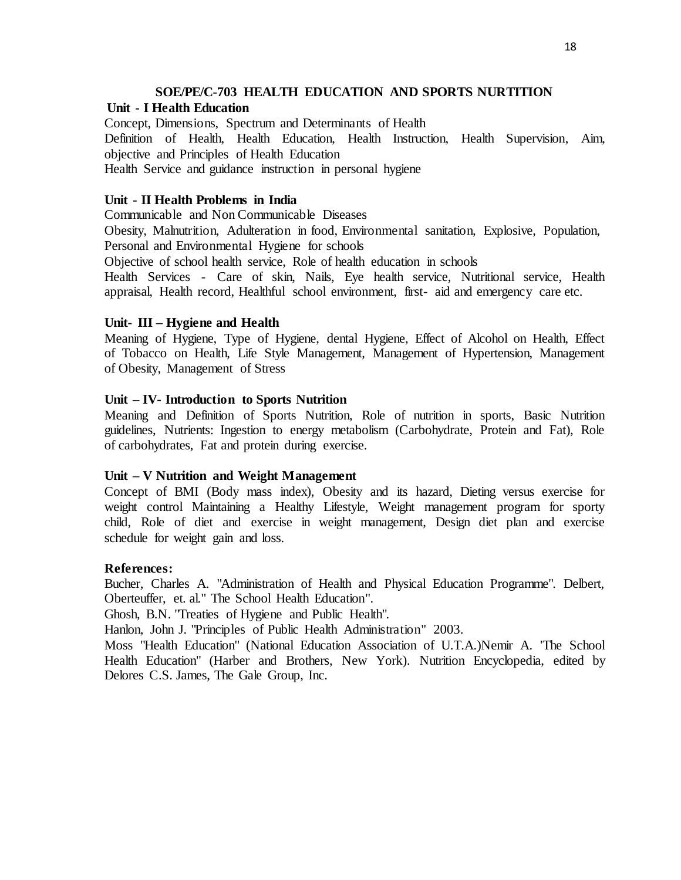## SOE/PE/C-703 HEALTH EDUCATION AND SPORTS NURTITION

### Unit - I Health Education

Concept, Dimensions, Spectrum and Determinants of Health

Definition of Health, Health Education, Health Instruction, Health Supervision, Aim, objective and Principles of Health Education

Health Service and guidance instruction in personal hygiene

### Unit - II Health Problems in India

Communicable and Non Communicable Diseases

Obesity, Malnutrition, Adulteration in food, Environmental sanitation, Explosive, Population, Personal and Environmental Hygiene for schools

Objective of school health service, Role of health education in schools

Health Services - Care of skin, Nails, Eye health service, Nutritional service, Health appraisal, Health record, Healthful school environment, first- aid and emergency care etc.

### Unit- III – Hygiene and Health

Meaning of Hygiene, Type of Hygiene, dental Hygiene, Effect of Alcohol on Health, Effect of Tobacco on Health, Life Style Management, Management of Hypertension, Management of Obesity, Management of Stress

### Unit – IV- Introduction to Sports Nutrition

Meaning and Definition of Sports Nutrition, Role of nutrition in sports, Basic Nutrition guidelines, Nutrients: Ingestion to energy metabolism (Carbohydrate, Protein and Fat), Role of carbohydrates, Fat and protein during exercise.

### Unit – V Nutrition and Weight Management

Concept of BMI (Body mass index), Obesity and its hazard, Dieting versus exercise for weight control Maintaining a Healthy Lifestyle, Weight management program for sporty child, Role of diet and exercise in weight management, Design diet plan and exercise schedule for weight gain and loss.

### References:

Bucher, Charles A. "Administration of Health and Physical Education Programme". Delbert, Oberteuffer, et. al." The School Health Education".

Ghosh, B.N. "Treaties of Hygiene and Public Health".

Hanlon, John J. "Principles of Public Health Administration" 2003.

Moss "Health Education" (National Education Association of U.T.A.)Nemir A. 'The School Health Education" (Harber and Brothers, New York). Nutrition Encyclopedia, edited by Delores C.S. James, The Gale Group, Inc.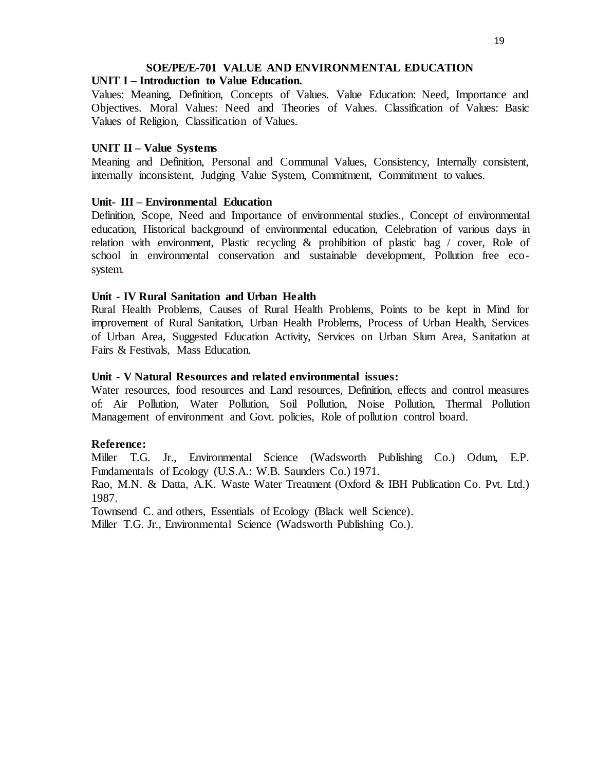## SOE/PE/E-701 VALUE AND ENVIRONMENTAL EDUCATION

### UNIT I – Introduction to Value Education.

Values: Meaning, Definition, Concepts of Values. Value Education: Need, Importance and Objectives. Moral Values: Need and Theories of Values. Classification of Values: Basic Values of Religion, Classification of Values.

### UNIT II – Value Systems

Meaning and Definition, Personal and Communal Values, Consistency, Internally consistent, internally inconsistent, Judging Value System, Commitment, Commitment to values.

### Unit- III – Environmental Education

Definition, Scope, Need and Importance of environmental studies., Concept of environmental education, Historical background of environmental education, Celebration of various days in relation with environment, Plastic recycling & prohibition of plastic bag / cover, Role of school in environmental conservation and sustainable development, Pollution free eco-system.

### Unit - IV Rural Sanitation and Urban Health

Rural Health Problems, Causes of Rural Health Problems, Points to be kept in Mind for improvement of Rural Sanitation, Urban Health Problems, Process of Urban Health, Services of Urban Area, Suggested Education Activity, Services on Urban Slum Area, Sanitation at Fairs & Festivals, Mass Education.

### Unit - V Natural Resources and related environmental issues:

Water resources, food resources and Land resources, Definition, effects and control measures of: Air Pollution, Water Pollution, Soil Pollution, Noise Pollution, Thermal Pollution Management of environment and Govt. policies, Role of pollution control board.

### Reference:

Miller T.G. Jr., Environmental Science (Wadsworth Publishing Co.) Odum, E.P. Fundamentals of Ecology (U.S.A.: W.B. Saunders Co.) 1971.

Rao, M.N. & Datta, A.K. Waste Water Treatment (Oxford & IBH Publication Co. Pvt. Ltd.) 1987.

Townsend C. and others, Essentials of Ecology (Black well Science).

Miller T.G. Jr., Environmental Science (Wadsworth Publishing Co.).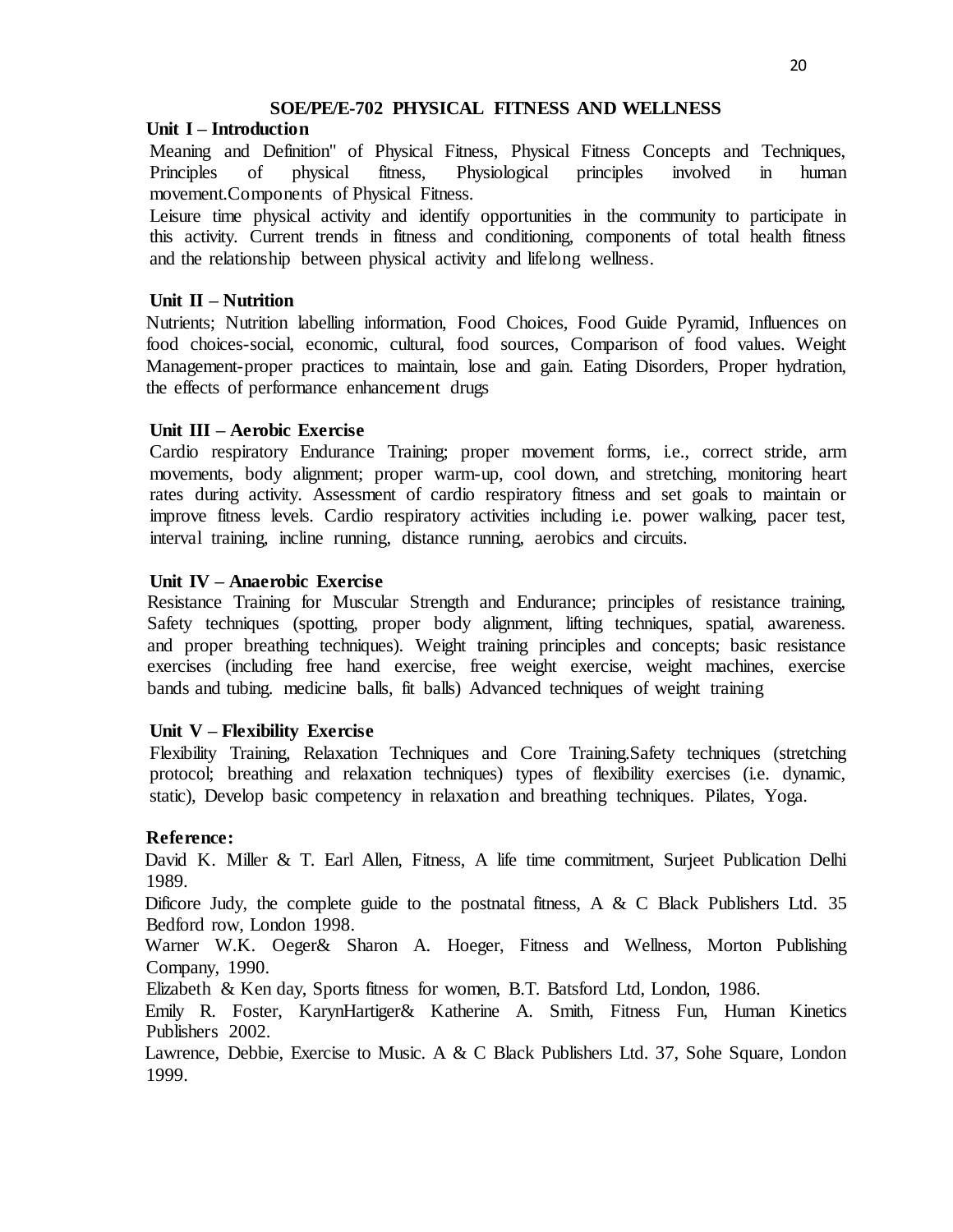## SOE/PE/E-702 PHYSICAL FITNESS AND WELLNESS

### Unit I – Introduction

Meaning and Definition" of Physical Fitness, Physical Fitness Concepts and Techniques, Principles of physical fitness, Physiological principles involved in human movement.Components of Physical Fitness.

Leisure time physical activity and identify opportunities in the community to participate in this activity. Current trends in fitness and conditioning, components of total health fitness and the relationship between physical activity and lifelong wellness.

### Unit II – Nutrition

Nutrients; Nutrition labelling information, Food Choices, Food Guide Pyramid, Influences on food choices-social, economic, cultural, food sources, Comparison of food values. Weight Management-proper practices to maintain, lose and gain. Eating Disorders, Proper hydration, the effects of performance enhancement drugs

### Unit III – Aerobic Exercise

Cardio respiratory Endurance Training; proper movement forms, i.e., correct stride, arm movements, body alignment; proper warm-up, cool down, and stretching, monitoring heart rates during activity. Assessment of cardio respiratory fitness and set goals to maintain or improve fitness levels. Cardio respiratory activities including i.e. power walking, pacer test, interval training, incline running, distance running, aerobics and circuits.

### Unit IV – Anaerobic Exercise

Resistance Training for Muscular Strength and Endurance; principles of resistance training, Safety techniques (spotting, proper body alignment, lifting techniques, spatial, awareness. and proper breathing techniques). Weight training principles and concepts; basic resistance exercises (including free hand exercise, free weight exercise, weight machines, exercise bands and tubing. medicine balls, fit balls) Advanced techniques of weight training

### Unit V – Flexibility Exercise

Flexibility Training, Relaxation Techniques and Core Training.Safety techniques (stretching protocol; breathing and relaxation techniques) types of flexibility exercises (i.e. dynamic, static), Develop basic competency in relaxation and breathing techniques. Pilates, Yoga.

### Reference:

David K. Miller & T. Earl Allen, Fitness, A life time commitment, Surjeet Publication Delhi 1989.

Dificore Judy, the complete guide to the postnatal fitness, A & C Black Publishers Ltd. 35 Bedford row, London 1998.

Warner W.K. Oeger& Sharon A. Hoeger, Fitness and Wellness, Morton Publishing Company, 1990.

Elizabeth & Ken day, Sports fitness for women, B.T. Batsford Ltd, London, 1986.

Emily R. Foster, KarynHartiger& Katherine A. Smith, Fitness Fun, Human Kinetics Publishers 2002.

Lawrence, Debbie, Exercise to Music. A & C Black Publishers Ltd. 37, Sohe Square, London 1999.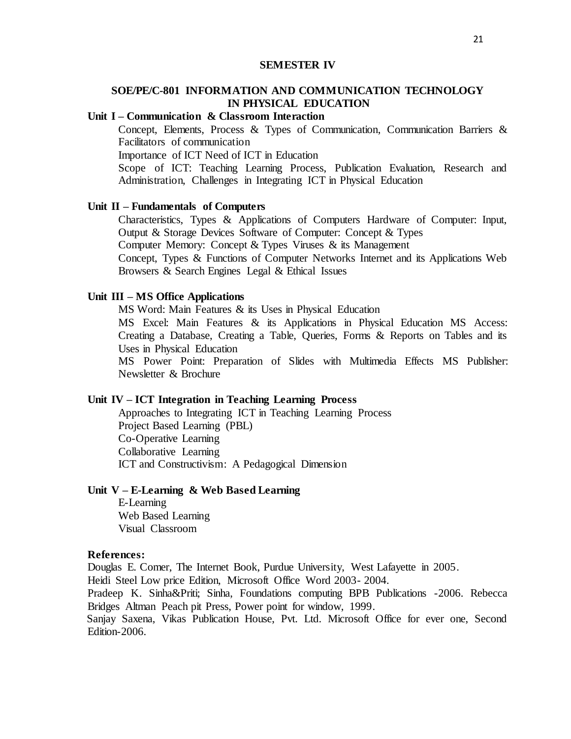## SEMESTER IV

### SOE/PE/C-801 INFORMATION AND COMMUNICATION TECHNOLOGY IN PHYSICAL EDUCATION

**Unit I – Communication & Classroom Interaction**

Concept, Elements, Process & Types of Communication, Communication Barriers & Facilitators of communication

Importance of ICT Need of ICT in Education

Scope of ICT: Teaching Learning Process, Publication Evaluation, Research and Administration, Challenges in Integrating ICT in Physical Education

**Unit II – Fundamentals of Computers**

Characteristics, Types & Applications of Computers Hardware of Computer: Input, Output & Storage Devices Software of Computer: Concept & Types

Computer Memory: Concept & Types Viruses & its Management

Concept, Types & Functions of Computer Networks Internet and its Applications Web Browsers & Search Engines Legal & Ethical Issues

**Unit III – MS Office Applications**

MS Word: Main Features & its Uses in Physical Education

MS Excel: Main Features & its Applications in Physical Education MS Access: Creating a Database, Creating a Table, Queries, Forms & Reports on Tables and its Uses in Physical Education

MS Power Point: Preparation of Slides with Multimedia Effects MS Publisher: Newsletter & Brochure

**Unit IV – ICT Integration in Teaching Learning Process**

Approaches to Integrating ICT in Teaching Learning Process

Project Based Learning (PBL)

Co-Operative Learning

Collaborative Learning

ICT and Constructivism: A Pedagogical Dimension

**Unit V – E-Learning & Web Based Learning**

E-Learning

Web Based Learning

Visual Classroom

**References:**

Douglas E. Comer, The Internet Book, Purdue University, West Lafayette in 2005.

Heidi Steel Low price Edition, Microsoft Office Word 2003- 2004.

Pradeep K. Sinha&Priti; Sinha, Foundations computing BPB Publications -2006. Rebecca Bridges Altman Peach pit Press, Power point for window, 1999.

Sanjay Saxena, Vikas Publication House, Pvt. Ltd. Microsoft Office for ever one, Second Edition-2006.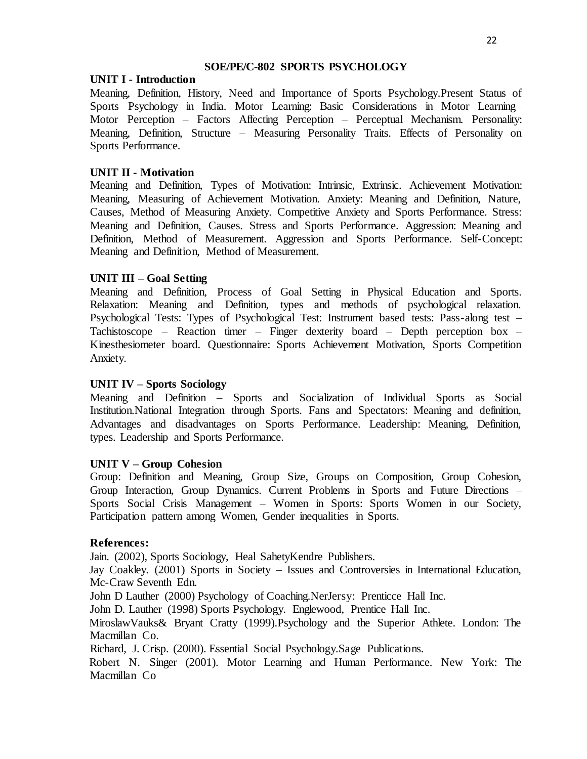## SOE/PE/C-802 SPORTS PSYCHOLOGY

### UNIT I - Introduction

Meaning, Definition, History, Need and Importance of Sports Psychology.Present Status of Sports Psychology in India. Motor Learning: Basic Considerations in Motor Learning– Motor Perception – Factors Affecting Perception – Perceptual Mechanism. Personality: Meaning, Definition, Structure – Measuring Personality Traits. Effects of Personality on Sports Performance.

### UNIT II - Motivation

Meaning and Definition, Types of Motivation: Intrinsic, Extrinsic. Achievement Motivation: Meaning, Measuring of Achievement Motivation. Anxiety: Meaning and Definition, Nature, Causes, Method of Measuring Anxiety. Competitive Anxiety and Sports Performance. Stress: Meaning and Definition, Causes. Stress and Sports Performance. Aggression: Meaning and Definition, Method of Measurement. Aggression and Sports Performance. Self-Concept: Meaning and Definition, Method of Measurement.

### UNIT III – Goal Setting

Meaning and Definition, Process of Goal Setting in Physical Education and Sports. Relaxation: Meaning and Definition, types and methods of psychological relaxation. Psychological Tests: Types of Psychological Test: Instrument based tests: Pass-along test – Tachistoscope – Reaction timer – Finger dexterity board – Depth perception box – Kinesthesiometer board. Questionnaire: Sports Achievement Motivation, Sports Competition Anxiety.

### UNIT IV – Sports Sociology

Meaning and Definition – Sports and Socialization of Individual Sports as Social Institution.National Integration through Sports. Fans and Spectators: Meaning and definition, Advantages and disadvantages on Sports Performance. Leadership: Meaning, Definition, types. Leadership and Sports Performance.

### UNIT V – Group Cohesion

Group: Definition and Meaning, Group Size, Groups on Composition, Group Cohesion, Group Interaction, Group Dynamics. Current Problems in Sports and Future Directions – Sports Social Crisis Management – Women in Sports: Sports Women in our Society, Participation pattern among Women, Gender inequalities in Sports.

### References:

Jain. (2002), Sports Sociology, Heal SahetyKendre Publishers.

Jay Coakley. (2001) Sports in Society – Issues and Controversies in International Education, Mc-Craw Seventh Edn.

John D Lauther (2000) Psychology of Coaching.NerJersy: Prenticce Hall Inc.

John D. Lauther (1998) Sports Psychology. Englewood, Prentice Hall Inc.

MiroslawVauks& Bryant Cratty (1999).Psychology and the Superior Athlete. London: The Macmillan Co.

Richard, J. Crisp. (2000). Essential Social Psychology.Sage Publications.

Robert N. Singer (2001). Motor Learning and Human Performance. New York: The Macmillan Co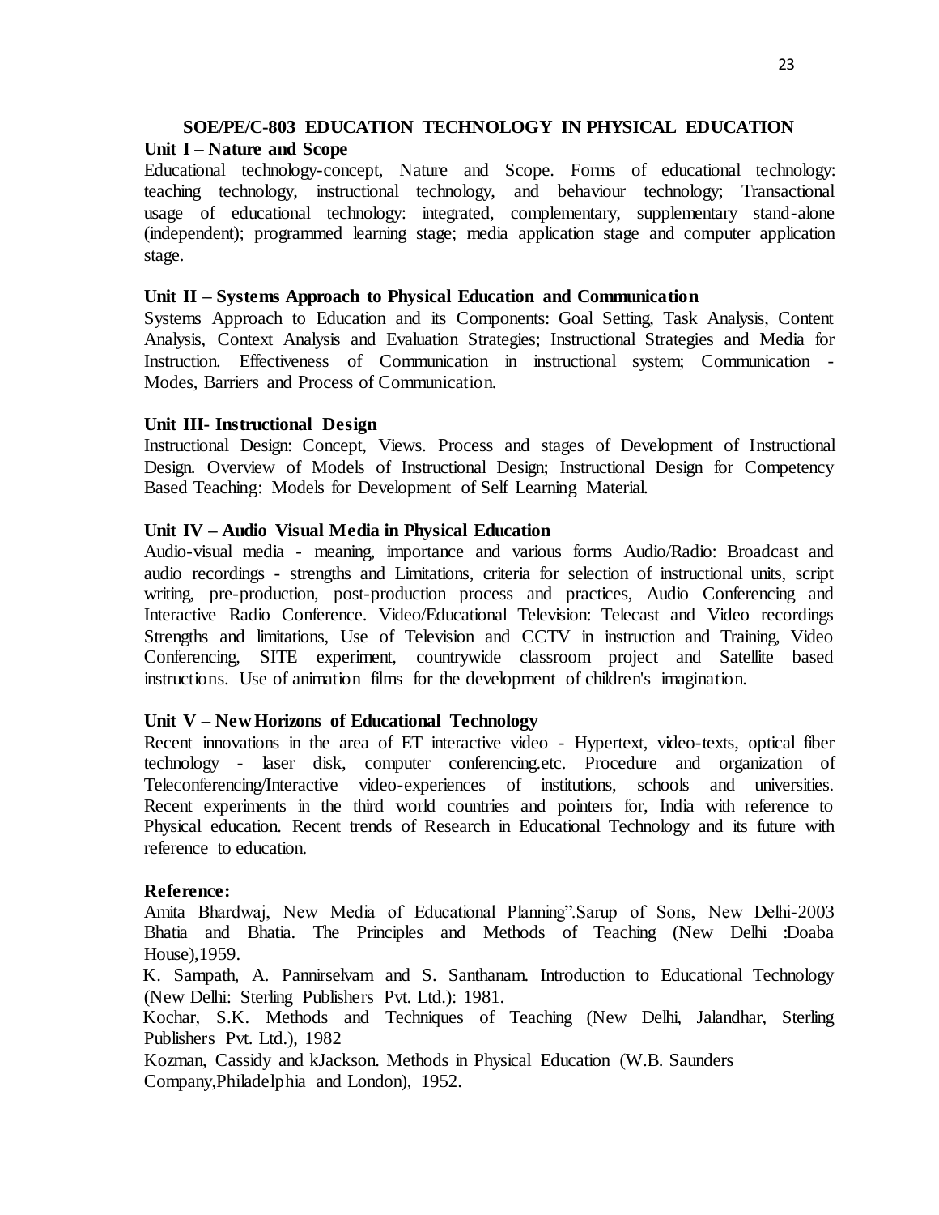## SOE/PE/C-803 EDUCATION TECHNOLOGY IN PHYSICAL EDUCATION

**Unit I – Nature and Scope**

Educational technology-concept, Nature and Scope. Forms of educational technology: teaching technology, instructional technology, and behaviour technology; Transactional usage of educational technology: integrated, complementary, supplementary stand-alone (independent); programmed learning stage; media application stage and computer application stage.

**Unit II – Systems Approach to Physical Education and Communication**

Systems Approach to Education and its Components: Goal Setting, Task Analysis, Content Analysis, Context Analysis and Evaluation Strategies; Instructional Strategies and Media for Instruction. Effectiveness of Communication in instructional system; Communication - Modes, Barriers and Process of Communication.

**Unit III- Instructional Design**

Instructional Design: Concept, Views. Process and stages of Development of Instructional Design. Overview of Models of Instructional Design; Instructional Design for Competency Based Teaching: Models for Development of Self Learning Material.

**Unit IV – Audio Visual Media in Physical Education**

Audio-visual media - meaning, importance and various forms Audio/Radio: Broadcast and audio recordings - strengths and Limitations, criteria for selection of instructional units, script writing, pre-production, post-production process and practices, Audio Conferencing and Interactive Radio Conference. Video/Educational Television: Telecast and Video recordings Strengths and limitations, Use of Television and CCTV in instruction and Training, Video Conferencing, SITE experiment, countrywide classroom project and Satellite based instructions. Use of animation films for the development of children's imagination.

**Unit V – New Horizons of Educational Technology**

Recent innovations in the area of ET interactive video - Hypertext, video-texts, optical fiber technology - laser disk, computer conferencing.etc. Procedure and organization of Teleconferencing/Interactive video-experiences of institutions, schools and universities. Recent experiments in the third world countries and pointers for, India with reference to Physical education. Recent trends of Research in Educational Technology and its future with reference to education.

**Reference:**

Amita Bhardwaj, New Media of Educational Planning".Sarup of Sons, New Delhi-2003

Bhatia and Bhatia. The Principles and Methods of Teaching (New Delhi :Doaba House),1959.

K. Sampath, A. Pannirselvam and S. Santhanam. Introduction to Educational Technology (New Delhi: Sterling Publishers Pvt. Ltd.): 1981.

Kochar, S.K. Methods and Techniques of Teaching (New Delhi, Jalandhar, Sterling Publishers Pvt. Ltd.), 1982

Kozman, Cassidy and kJackson. Methods in Physical Education (W.B. Saunders Company,Philadelphia and London), 1952.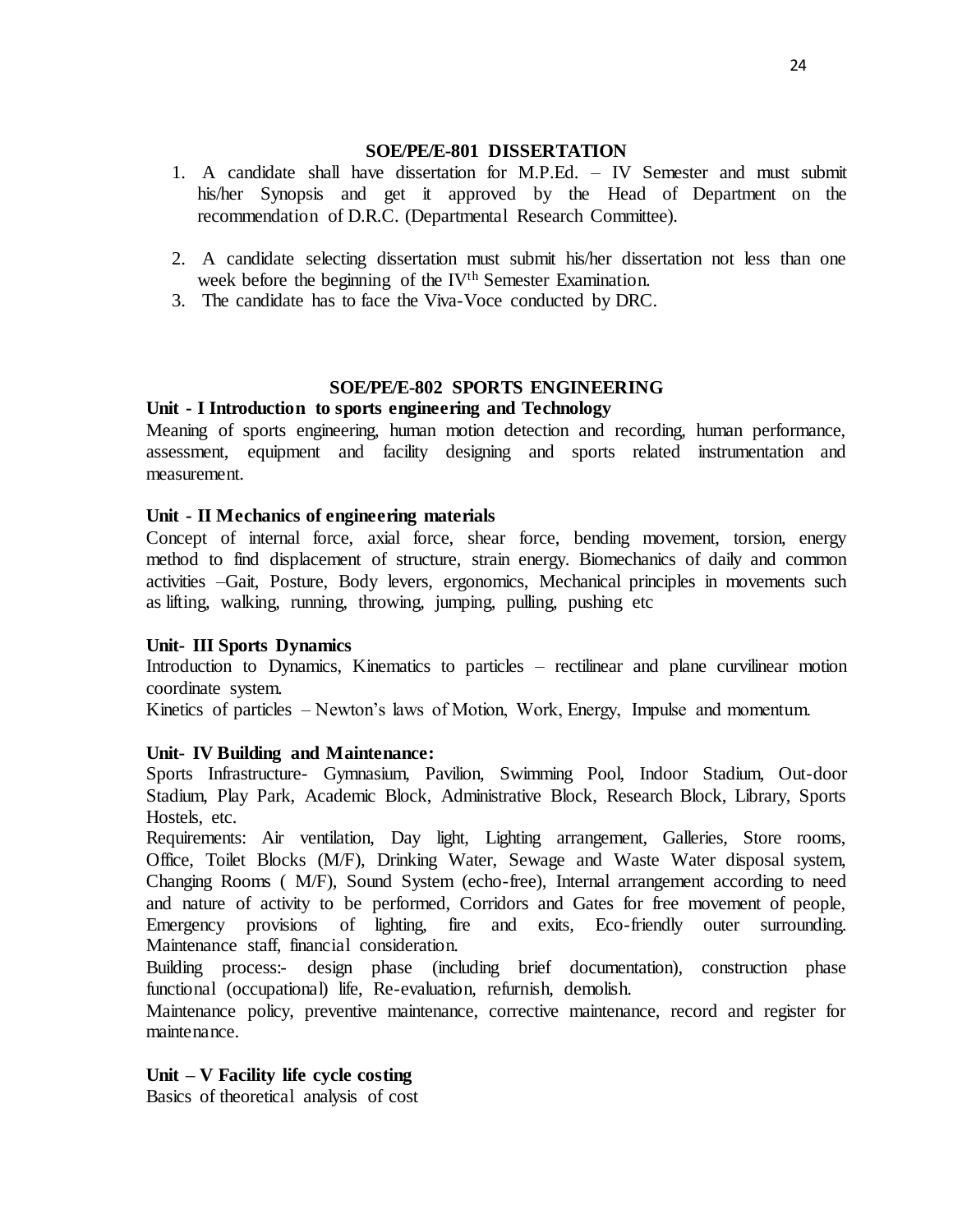### SOE/PE/E-801 DISSERTATION

1. A candidate shall have dissertation for M.P.Ed. – IV Semester and must submit his/her Synopsis and get it approved by the Head of Department on the recommendation of D.R.C. (Departmental Research Committee).

2. A candidate selecting dissertation must submit his/her dissertation not less than one week before the beginning of the IV$^{th}$ Semester Examination.
3. The candidate has to face the Viva-Voce conducted by DRC.

### SOE/PE/E-802 SPORTS ENGINEERING

**Unit - I Introduction to sports engineering and Technology**

Meaning of sports engineering, human motion detection and recording, human performance, assessment, equipment and facility designing and sports related instrumentation and measurement.

**Unit - II Mechanics of engineering materials**

Concept of internal force, axial force, shear force, bending movement, torsion, energy method to find displacement of structure, strain energy. Biomechanics of daily and common activities –Gait, Posture, Body levers, ergonomics, Mechanical principles in movements such as lifting, walking, running, throwing, jumping, pulling, pushing etc

**Unit- III Sports Dynamics**

Introduction to Dynamics, Kinematics to particles – rectilinear and plane curvilinear motion coordinate system.

Kinetics of particles – Newton's laws of Motion, Work, Energy, Impulse and momentum.

**Unit- IV Building and Maintenance:**

Sports Infrastructure- Gymnasium, Pavilion, Swimming Pool, Indoor Stadium, Out-door Stadium, Play Park, Academic Block, Administrative Block, Research Block, Library, Sports Hostels, etc.

Requirements: Air ventilation, Day light, Lighting arrangement, Galleries, Store rooms, Office, Toilet Blocks (M/F), Drinking Water, Sewage and Waste Water disposal system, Changing Rooms ( M/F), Sound System (echo-free), Internal arrangement according to need and nature of activity to be performed, Corridors and Gates for free movement of people, Emergency provisions of lighting, fire and exits, Eco-friendly outer surrounding. Maintenance staff, financial consideration.

Building process:- design phase (including brief documentation), construction phase functional (occupational) life, Re-evaluation, refurnish, demolish.

Maintenance policy, preventive maintenance, corrective maintenance, record and register for maintenance.

**Unit – V Facility life cycle costing**

Basics of theoretical analysis of cost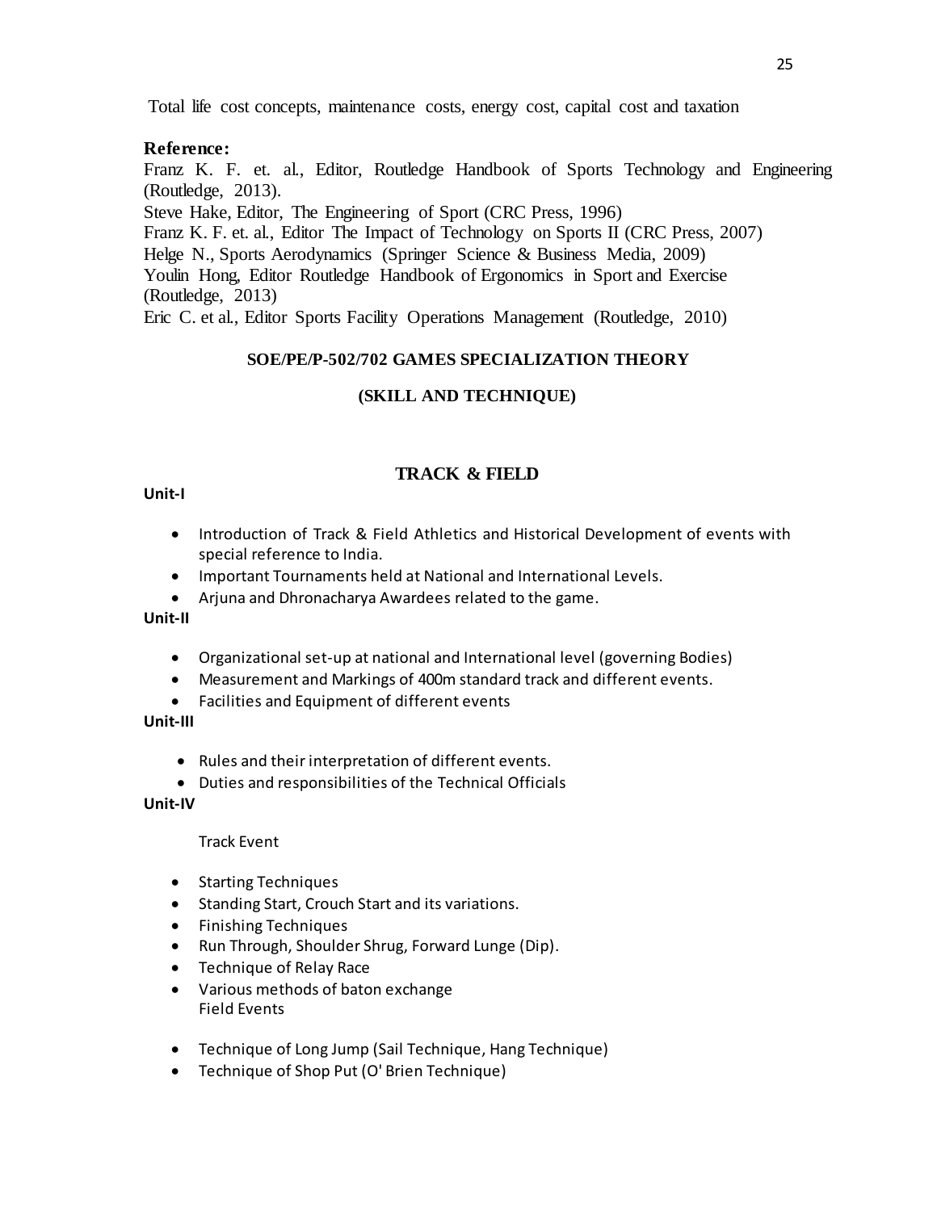Total life cost concepts, maintenance costs, energy cost, capital cost and taxation

**Reference:**

Franz K. F. et. al., Editor, Routledge Handbook of Sports Technology and Engineering (Routledge, 2013).
Steve Hake, Editor, The Engineering of Sport (CRC Press, 1996)
Franz K. F. et. al., Editor The Impact of Technology on Sports II (CRC Press, 2007)
Helge N., Sports Aerodynamics (Springer Science & Business Media, 2009)
Youlin Hong, Editor Routledge Handbook of Ergonomics in Sport and Exercise (Routledge, 2013)
Eric C. et al., Editor Sports Facility Operations Management (Routledge, 2010)

## SOE/PE/P-502/702 GAMES SPECIALIZATION THEORY

## (SKILL AND TECHNIQUE)

### TRACK & FIELD

**Unit-I**

- Introduction of Track & Field Athletics and Historical Development of events with special reference to India.
- Important Tournaments held at National and International Levels.
- Arjuna and Dhronacharya Awardees related to the game.

**Unit-II**

- Organizational set-up at national and International level (governing Bodies)
- Measurement and Markings of 400m standard track and different events.
- Facilities and Equipment of different events

**Unit-III**

- Rules and their interpretation of different events.
- Duties and responsibilities of the Technical Officials

**Unit-IV**

Track Event

- Starting Techniques
- Standing Start, Crouch Start and its variations.
- Finishing Techniques
- Run Through, Shoulder Shrug, Forward Lunge (Dip).
- Technique of Relay Race
- Various methods of baton exchange

Field Events

- Technique of Long Jump (Sail Technique, Hang Technique)
- Technique of Shop Put (O' Brien Technique)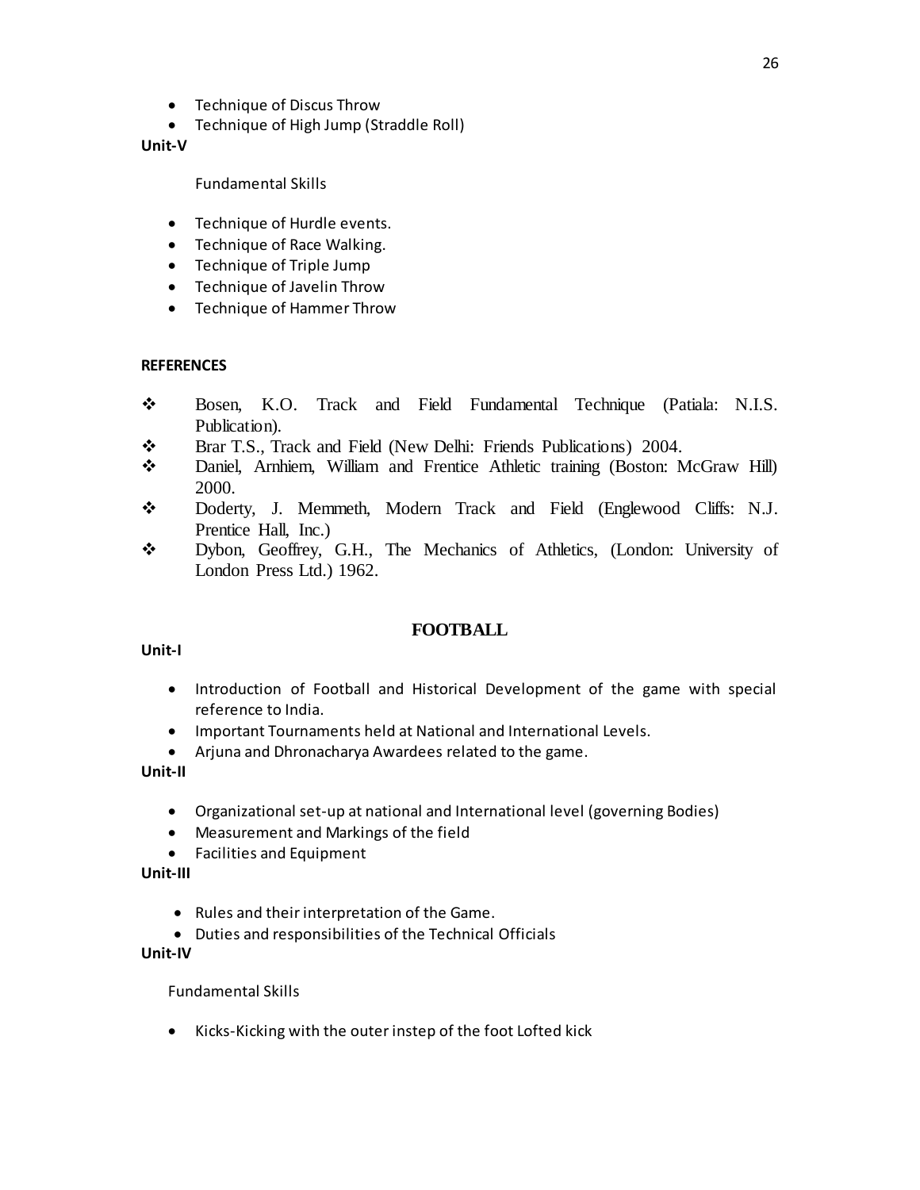- Technique of Discus Throw
- Technique of High Jump (Straddle Roll)

**Unit-V**

Fundamental Skills

- Technique of Hurdle events.
- Technique of Race Walking.
- Technique of Triple Jump
- Technique of Javelin Throw
- Technique of Hammer Throw

**REFERENCES**

- Bosen, K.O. Track and Field Fundamental Technique (Patiala: N.I.S. Publication).
- Brar T.S., Track and Field (New Delhi: Friends Publications) 2004.
- Daniel, Arnhiem, William and Frentice Athletic training (Boston: McGraw Hill) 2000.
- Doderty, J. Memmeth, Modern Track and Field (Englewood Cliffs: N.J. Prentice Hall, Inc.)
- Dybon, Geoffrey, G.H., The Mechanics of Athletics, (London: University of London Press Ltd.) 1962.

## FOOTBALL

**Unit-I**

- Introduction of Football and Historical Development of the game with special reference to India.
- Important Tournaments held at National and International Levels.
- Arjuna and Dhronacharya Awardees related to the game.

**Unit-II**

- Organizational set-up at national and International level (governing Bodies)
- Measurement and Markings of the field
- Facilities and Equipment

**Unit-III**

- Rules and their interpretation of the Game.
- Duties and responsibilities of the Technical Officials

**Unit-IV**

Fundamental Skills

- Kicks-Kicking with the outer instep of the foot Lofted kick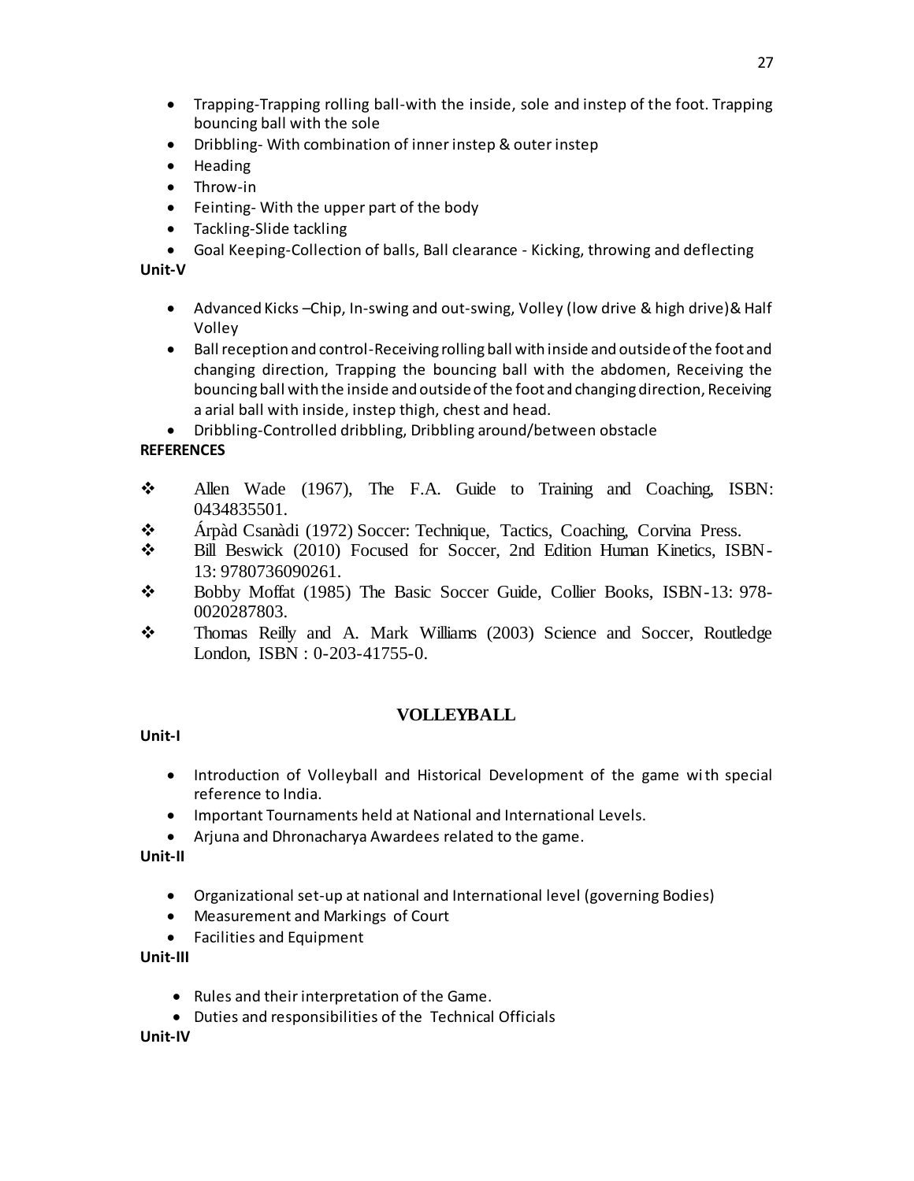- Trapping-Trapping rolling ball-with the inside, sole and instep of the foot. Trapping bouncing ball with the sole
- Dribbling- With combination of inner instep & outer instep
- Heading
- Throw-in
- Feinting- With the upper part of the body
- Tackling-Slide tackling
- Goal Keeping-Collection of balls, Ball clearance - Kicking, throwing and deflecting

**Unit-V**

- Advanced Kicks –Chip, In-swing and out-swing, Volley (low drive & high drive)& Half Volley
- Ball reception and control-Receiving rolling ball with inside and outside of the foot and changing direction, Trapping the bouncing ball with the abdomen, Receiving the bouncing ball with the inside and outside of the foot and changing direction, Receiving a arial ball with inside, instep thigh, chest and head.
- Dribbling-Controlled dribbling, Dribbling around/between obstacle

**REFERENCES**

- ❖ Allen Wade (1967), The F.A. Guide to Training and Coaching, ISBN: 0434835501.
- ❖ Árpàd Csanàdi (1972) Soccer: Technique, Tactics, Coaching, Corvina Press.
- ❖ Bill Beswick (2010) Focused for Soccer, 2nd Edition Human Kinetics, ISBN-13: 9780736090261.
- ❖ Bobby Moffat (1985) The Basic Soccer Guide, Collier Books, ISBN-13: 978-0020287803.
- ❖ Thomas Reilly and A. Mark Williams (2003) Science and Soccer, Routledge London, ISBN : 0-203-41755-0.

## VOLLEYBALL

**Unit-I**

- Introduction of Volleyball and Historical Development of the game with special reference to India.
- Important Tournaments held at National and International Levels.
- Arjuna and Dhronacharya Awardees related to the game.

**Unit-II**

- Organizational set-up at national and International level (governing Bodies)
- Measurement and Markings of Court
- Facilities and Equipment

**Unit-III**

- Rules and their interpretation of the Game.
- Duties and responsibilities of the Technical Officials

**Unit-IV**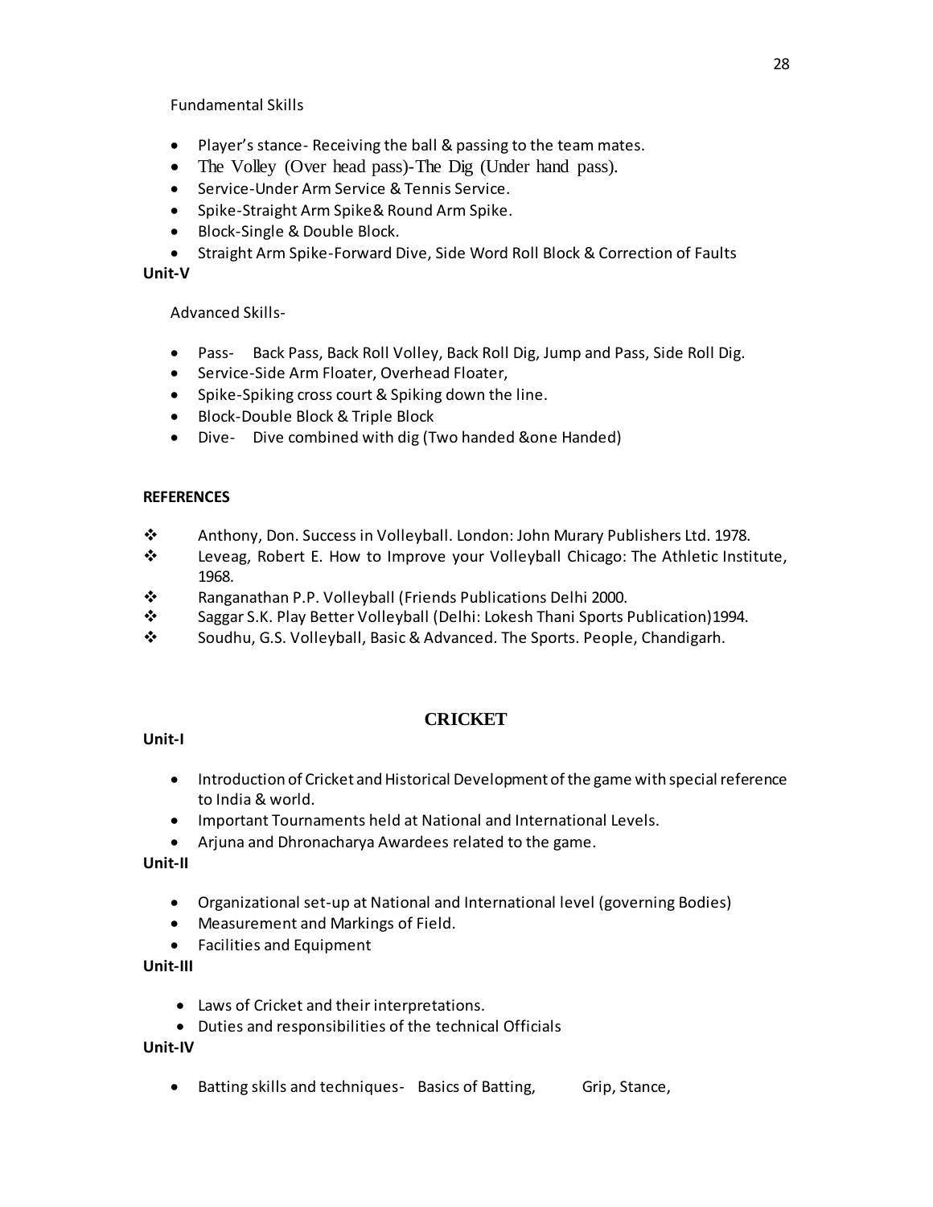Fundamental Skills

- Player's stance- Receiving the ball & passing to the team mates.
- The Volley (Over head pass)-The Dig (Under hand pass).
- Service-Under Arm Service & Tennis Service.
- Spike-Straight Arm Spike& Round Arm Spike.
- Block-Single & Double Block.
- Straight Arm Spike-Forward Dive, Side Word Roll Block & Correction of Faults

**Unit-V**

Advanced Skills-

- Pass- Back Pass, Back Roll Volley, Back Roll Dig, Jump and Pass, Side Roll Dig.
- Service-Side Arm Floater, Overhead Floater,
- Spike-Spiking cross court & Spiking down the line.
- Block-Double Block & Triple Block
- Dive- Dive combined with dig (Two handed &one Handed)

**REFERENCES**

- Anthony, Don. Success in Volleyball. London: John Murary Publishers Ltd. 1978.
- Leveag, Robert E. How to Improve your Volleyball Chicago: The Athletic Institute, 1968.
- Ranganathan P.P. Volleyball (Friends Publications Delhi 2000.
- Saggar S.K. Play Better Volleyball (Delhi: Lokesh Thani Sports Publication)1994.
- Soudhu, G.S. Volleyball, Basic & Advanced. The Sports. People, Chandigarh.

## CRICKET

**Unit-I**

- Introduction of Cricket and Historical Development of the game with special reference to India & world.
- Important Tournaments held at National and International Levels.
- Arjuna and Dhronacharya Awardees related to the game.

**Unit-II**

- Organizational set-up at National and International level (governing Bodies)
- Measurement and Markings of Field.
- Facilities and Equipment

**Unit-III**

- Laws of Cricket and their interpretations.
- Duties and responsibilities of the technical Officials

**Unit-IV**

- Batting skills and techniques- Basics of Batting, Grip, Stance,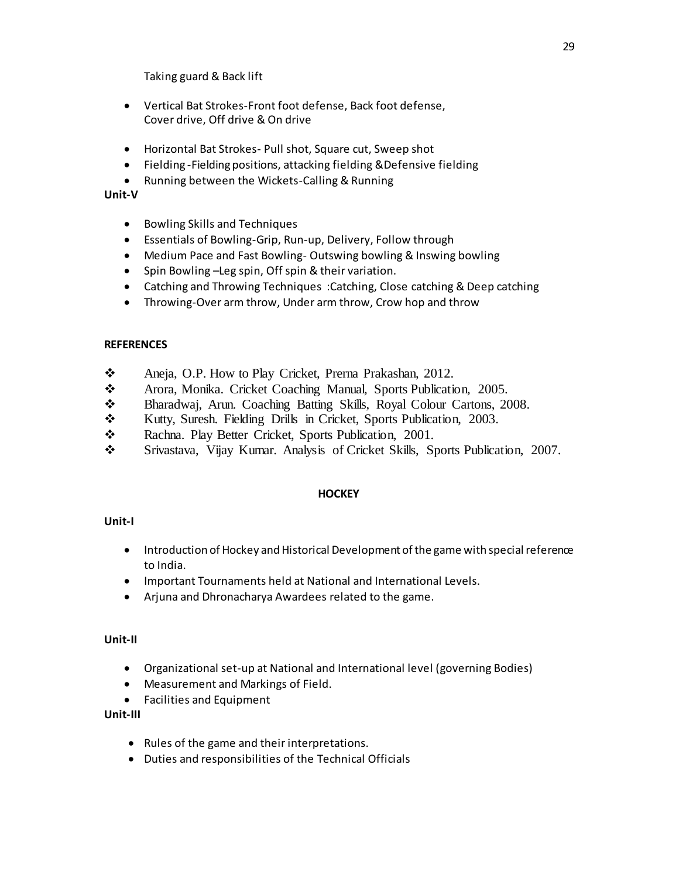Taking guard & Back lift

- Vertical Bat Strokes-Front foot defense, Back foot defense, Cover drive, Off drive & On drive
- Horizontal Bat Strokes- Pull shot, Square cut, Sweep shot
- Fielding -Fielding positions, attacking fielding &Defensive fielding
- Running between the Wickets-Calling & Running

**Unit-V**

- Bowling Skills and Techniques
- Essentials of Bowling-Grip, Run-up, Delivery, Follow through
- Medium Pace and Fast Bowling- Outswing bowling & Inswing bowling
- Spin Bowling –Leg spin, Off spin & their variation.
- Catching and Throwing Techniques :Catching, Close catching & Deep catching
- Throwing-Over arm throw, Under arm throw, Crow hop and throw

**REFERENCES**

- ❖ Aneja, O.P. How to Play Cricket, Prerna Prakashan, 2012.
- ❖ Arora, Monika. Cricket Coaching Manual, Sports Publication, 2005.
- ❖ Bharadwaj, Arun. Coaching Batting Skills, Royal Colour Cartons, 2008.
- ❖ Kutty, Suresh. Fielding Drills in Cricket, Sports Publication, 2003.
- ❖ Rachna. Play Better Cricket, Sports Publication, 2001.
- ❖ Srivastava, Vijay Kumar. Analysis of Cricket Skills, Sports Publication, 2007.

## HOCKEY

**Unit-I**

- Introduction of Hockey and Historical Development of the game with special reference to India.
- Important Tournaments held at National and International Levels.
- Arjuna and Dhronacharya Awardees related to the game.

**Unit-II**

- Organizational set-up at National and International level (governing Bodies)
- Measurement and Markings of Field.
- Facilities and Equipment

**Unit-III**

- Rules of the game and their interpretations.
- Duties and responsibilities of the Technical Officials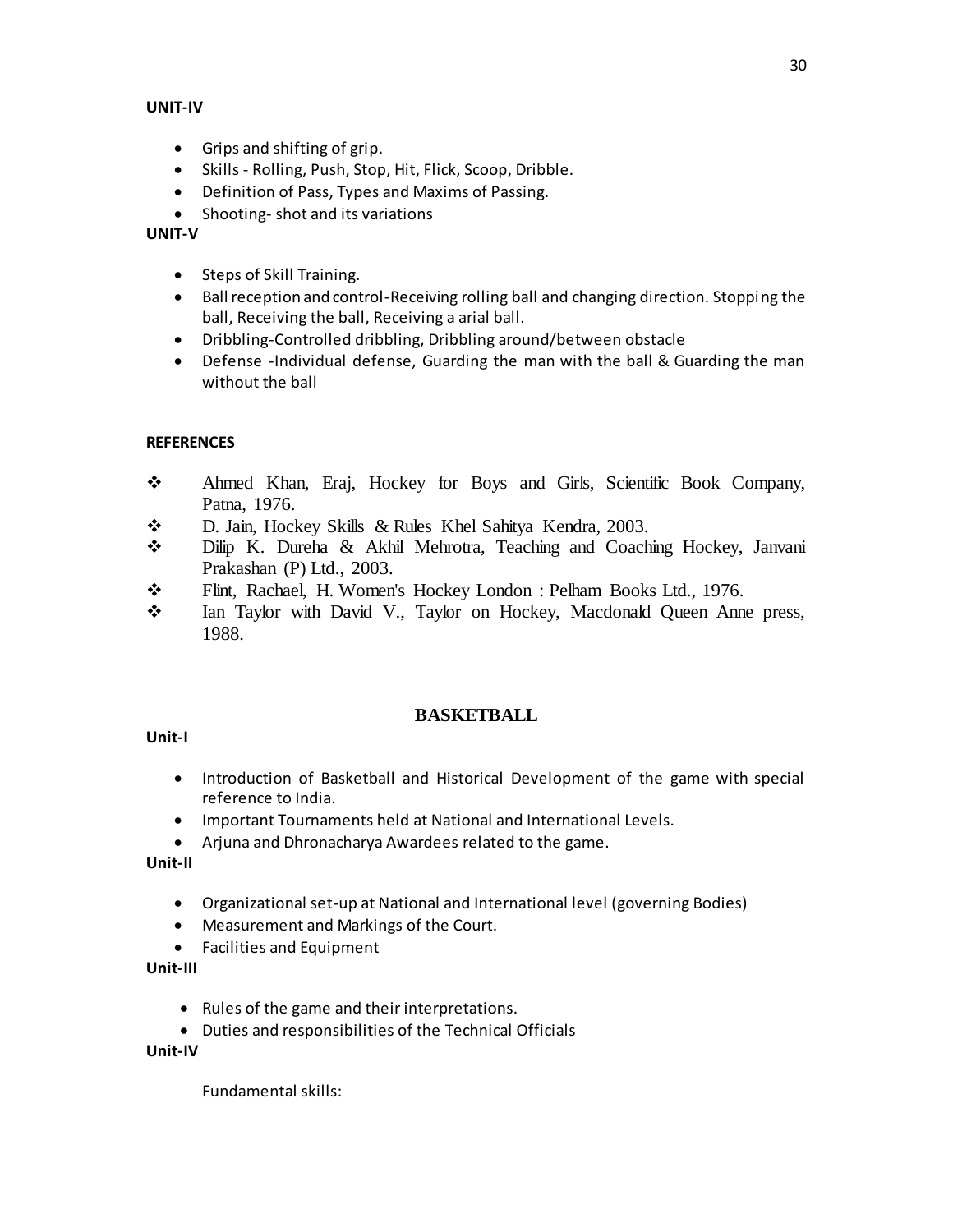**UNIT-IV**

- Grips and shifting of grip.
- Skills - Rolling, Push, Stop, Hit, Flick, Scoop, Dribble.
- Definition of Pass, Types and Maxims of Passing.
- Shooting- shot and its variations

**UNIT-V**

- Steps of Skill Training.
- Ball reception and control-Receiving rolling ball and changing direction. Stopping the ball, Receiving the ball, Receiving a arial ball.
- Dribbling-Controlled dribbling, Dribbling around/between obstacle
- Defense -Individual defense, Guarding the man with the ball & Guarding the man without the ball

**REFERENCES**

- Ahmed Khan, Eraj, Hockey for Boys and Girls, Scientific Book Company, Patna, 1976.
- D. Jain, Hockey Skills & Rules Khel Sahitya Kendra, 2003.
- Dilip K. Dureha & Akhil Mehrotra, Teaching and Coaching Hockey, Janvani Prakashan (P) Ltd., 2003.
- Flint, Rachael, H. Women's Hockey London : Pelham Books Ltd., 1976.
- Ian Taylor with David V., Taylor on Hockey, Macdonald Queen Anne press, 1988.

## BASKETBALL

**Unit-I**

- Introduction of Basketball and Historical Development of the game with special reference to India.
- Important Tournaments held at National and International Levels.
- Arjuna and Dhronacharya Awardees related to the game.

**Unit-II**

- Organizational set-up at National and International level (governing Bodies)
- Measurement and Markings of the Court.
- Facilities and Equipment

**Unit-III**

- Rules of the game and their interpretations.
- Duties and responsibilities of the Technical Officials

**Unit-IV**

Fundamental skills: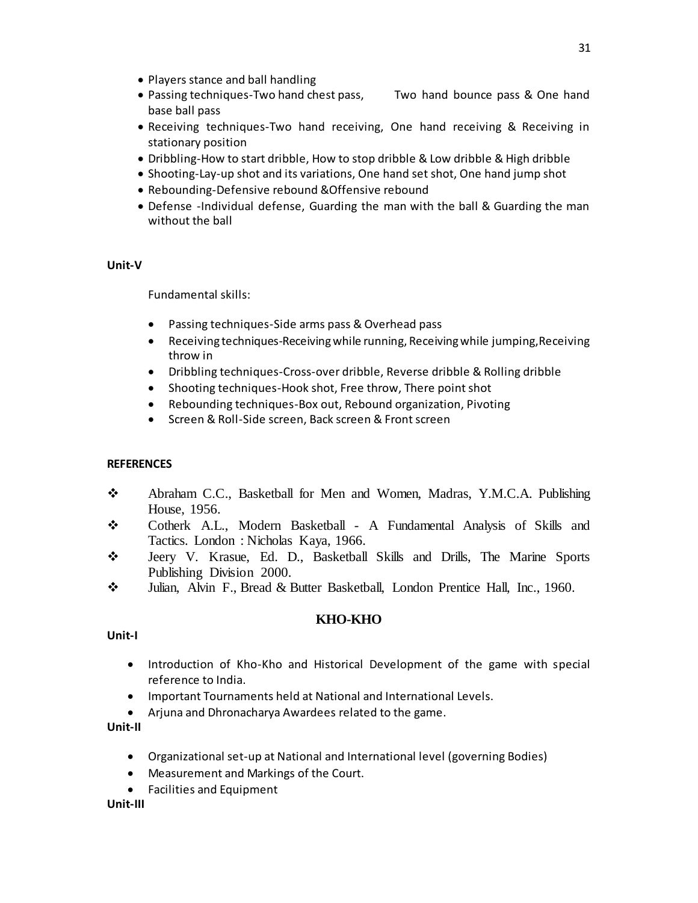- Players stance and ball handling
- Passing techniques-Two hand chest pass, Two hand bounce pass & One hand base ball pass
- Receiving techniques-Two hand receiving, One hand receiving & Receiving in stationary position
- Dribbling-How to start dribble, How to stop dribble & Low dribble & High dribble
- Shooting-Lay-up shot and its variations, One hand set shot, One hand jump shot
- Rebounding-Defensive rebound &Offensive rebound
- Defense -Individual defense, Guarding the man with the ball & Guarding the man without the ball

**Unit-V**

Fundamental skills:

- Passing techniques-Side arms pass & Overhead pass
- Receiving techniques-Receiving while running, Receiving while jumping,Receiving throw in
- Dribbling techniques-Cross-over dribble, Reverse dribble & Rolling dribble
- Shooting techniques-Hook shot, Free throw, There point shot
- Rebounding techniques-Box out, Rebound organization, Pivoting
- Screen & Roll-Side screen, Back screen & Front screen

**REFERENCES**

- Abraham C.C., Basketball for Men and Women, Madras, Y.M.C.A. Publishing House, 1956.
- Cotherk A.L., Modern Basketball - A Fundamental Analysis of Skills and Tactics. London : Nicholas Kaya, 1966.
- Jeery V. Krasue, Ed. D., Basketball Skills and Drills, The Marine Sports Publishing Division 2000.
- Julian, Alvin F., Bread & Butter Basketball, London Prentice Hall, Inc., 1960.

## KHO-KHO

**Unit-I**

- Introduction of Kho-Kho and Historical Development of the game with special reference to India.
- Important Tournaments held at National and International Levels.
- Arjuna and Dhronacharya Awardees related to the game.

**Unit-II**

- Organizational set-up at National and International level (governing Bodies)
- Measurement and Markings of the Court.
- Facilities and Equipment

**Unit-III**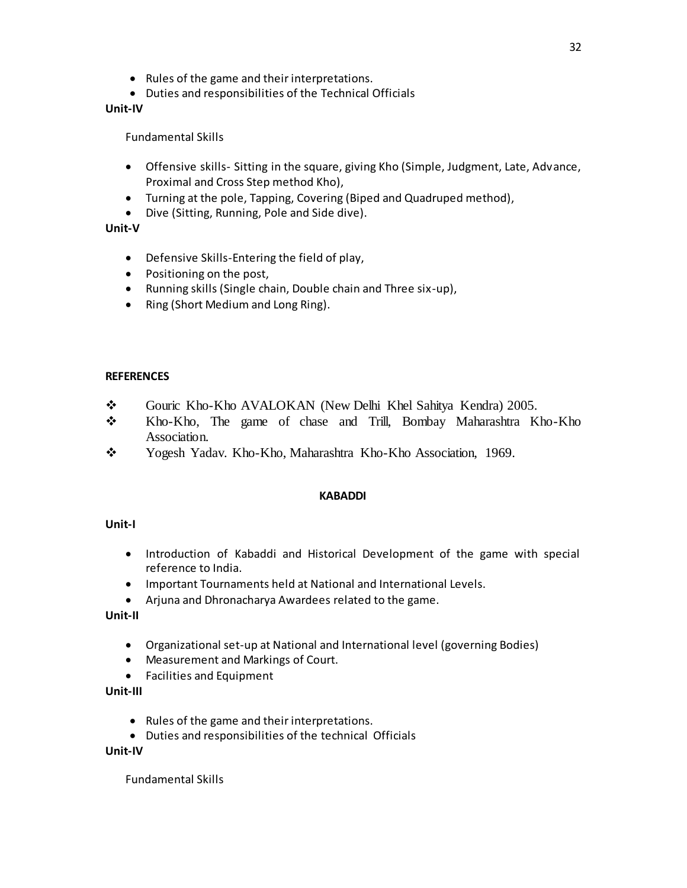- Rules of the game and their interpretations.
- Duties and responsibilities of the Technical Officials

**Unit-IV**

Fundamental Skills

- Offensive skills- Sitting in the square, giving Kho (Simple, Judgment, Late, Advance, Proximal and Cross Step method Kho),
- Turning at the pole, Tapping, Covering (Biped and Quadruped method),
- Dive (Sitting, Running, Pole and Side dive).

**Unit-V**

- Defensive Skills-Entering the field of play,
- Positioning on the post,
- Running skills (Single chain, Double chain and Three six-up),
- Ring (Short Medium and Long Ring).

**REFERENCES**

- ❖ Gouric Kho-Kho AVALOKAN (New Delhi Khel Sahitya Kendra) 2005.
- ❖ Kho-Kho, The game of chase and Trill, Bombay Maharashtra Kho-Kho Association.
- ❖ Yogesh Yadav. Kho-Kho, Maharashtra Kho-Kho Association, 1969.

## KABADDI

**Unit-I**

- Introduction of Kabaddi and Historical Development of the game with special reference to India.
- Important Tournaments held at National and International Levels.
- Arjuna and Dhronacharya Awardees related to the game.

**Unit-II**

- Organizational set-up at National and International level (governing Bodies)
- Measurement and Markings of Court.
- Facilities and Equipment

**Unit-III**

- Rules of the game and their interpretations.
- Duties and responsibilities of the technical Officials

**Unit-IV**

Fundamental Skills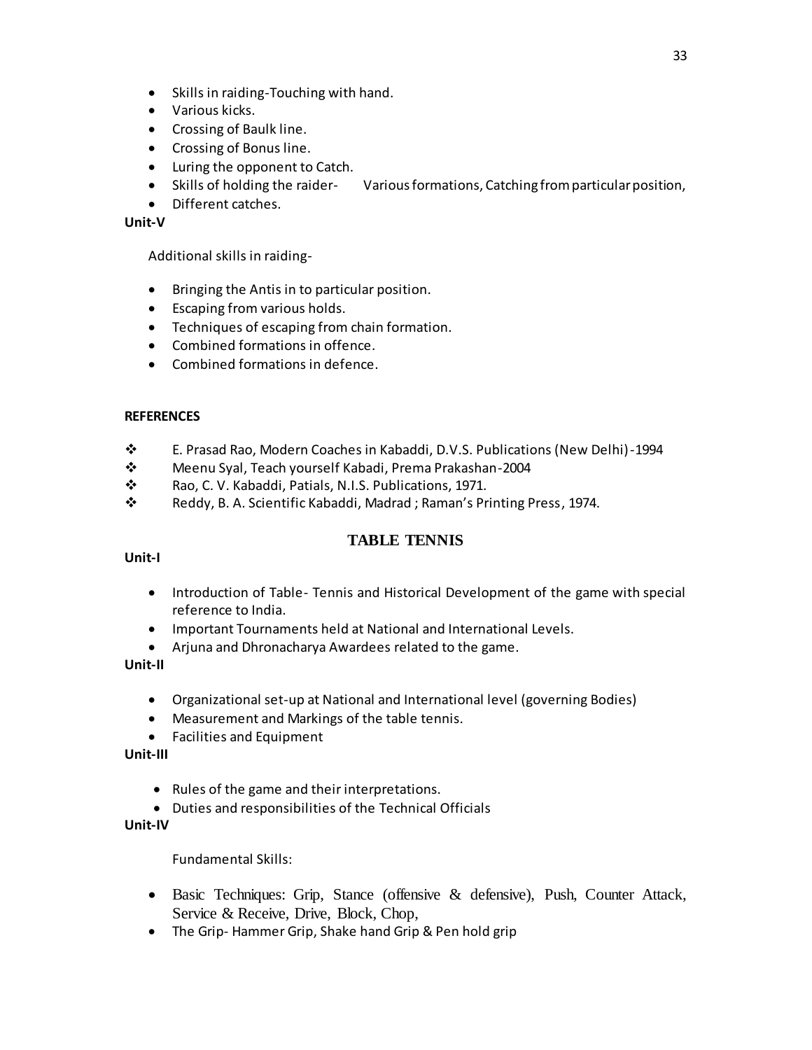- Skills in raiding-Touching with hand.
- Various kicks.
- Crossing of Baulk line.
- Crossing of Bonus line.
- Luring the opponent to Catch.
- Skills of holding the raider- Various formations, Catching from particular position,
- Different catches.

**Unit-V**

Additional skills in raiding-

- Bringing the Antis in to particular position.
- Escaping from various holds.
- Techniques of escaping from chain formation.
- Combined formations in offence.
- Combined formations in defence.

**REFERENCES**

- ❖ E. Prasad Rao, Modern Coaches in Kabaddi, D.V.S. Publications (New Delhi)-1994
- ❖ Meenu Syal, Teach yourself Kabadi, Prema Prakashan-2004
- ❖ Rao, C. V. Kabaddi, Patials, N.I.S. Publications, 1971.
- ❖ Reddy, B. A. Scientific Kabaddi, Madrad ; Raman's Printing Press, 1974.

## TABLE TENNIS

**Unit-I**

- Introduction of Table- Tennis and Historical Development of the game with special reference to India.
- Important Tournaments held at National and International Levels.
- Arjuna and Dhronacharya Awardees related to the game.

**Unit-II**

- Organizational set-up at National and International level (governing Bodies)
- Measurement and Markings of the table tennis.
- Facilities and Equipment

**Unit-III**

- Rules of the game and their interpretations.
- Duties and responsibilities of the Technical Officials

**Unit-IV**

Fundamental Skills:

- Basic Techniques: Grip, Stance (offensive & defensive), Push, Counter Attack, Service & Receive, Drive, Block, Chop,
- The Grip- Hammer Grip, Shake hand Grip & Pen hold grip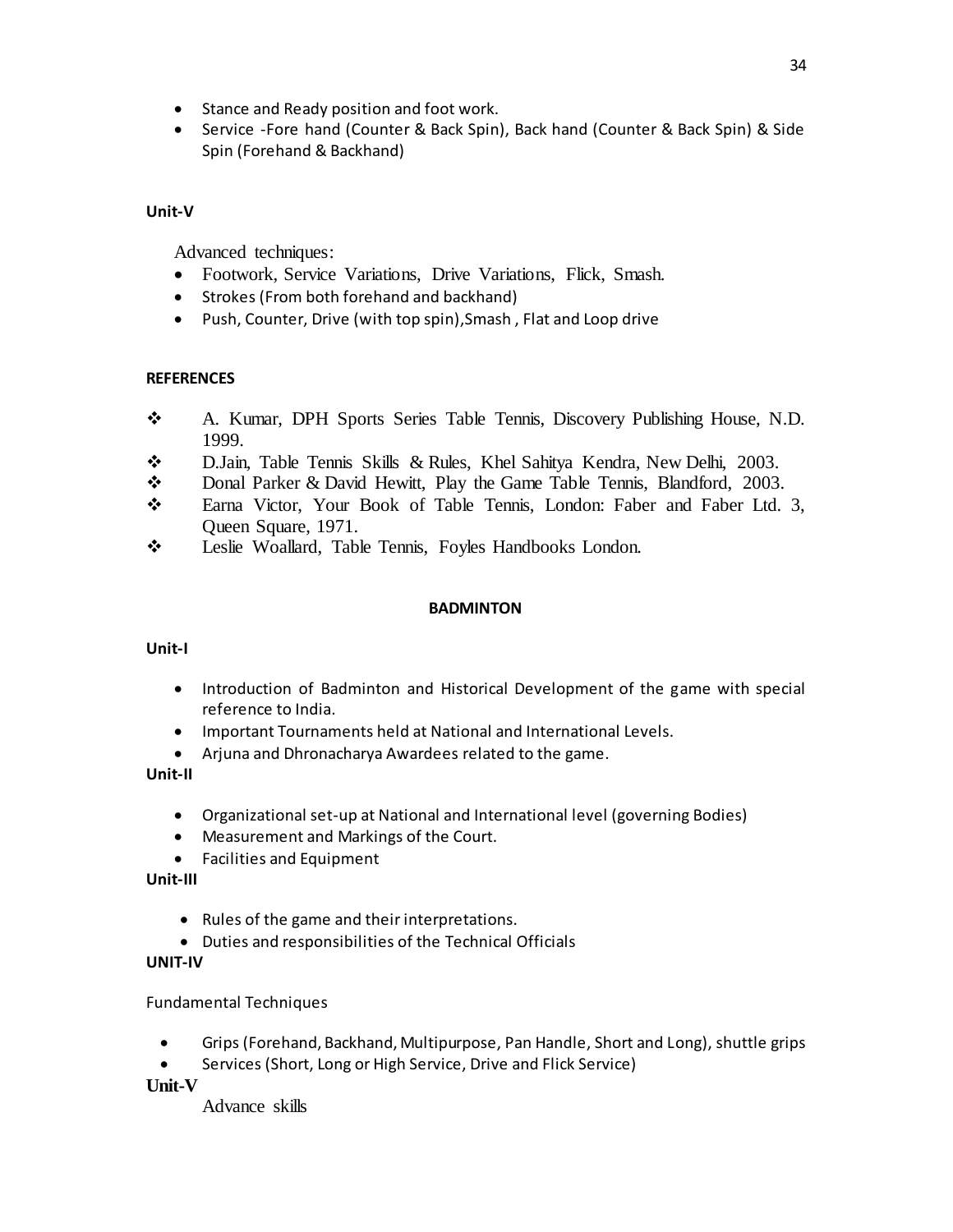- Stance and Ready position and foot work.
- Service -Fore hand (Counter & Back Spin), Back hand (Counter & Back Spin) & Side Spin (Forehand & Backhand)

**Unit-V**

Advanced techniques:

- Footwork, Service Variations, Drive Variations, Flick, Smash.
- Strokes (From both forehand and backhand)
- Push, Counter, Drive (with top spin),Smash , Flat and Loop drive

**REFERENCES**

- ❖ A. Kumar, DPH Sports Series Table Tennis, Discovery Publishing House, N.D. 1999.
- ❖ D.Jain, Table Tennis Skills & Rules, Khel Sahitya Kendra, New Delhi, 2003.
- ❖ Donal Parker & David Hewitt, Play the Game Table Tennis, Blandford, 2003.
- ❖ Earna Victor, Your Book of Table Tennis, London: Faber and Faber Ltd. 3, Queen Square, 1971.
- ❖ Leslie Woallard, Table Tennis, Foyles Handbooks London.

## BADMINTON

**Unit-I**

- Introduction of Badminton and Historical Development of the game with special reference to India.
- Important Tournaments held at National and International Levels.
- Arjuna and Dhronacharya Awardees related to the game.

**Unit-II**

- Organizational set-up at National and International level (governing Bodies)
- Measurement and Markings of the Court.
- Facilities and Equipment

**Unit-III**

- Rules of the game and their interpretations.
- Duties and responsibilities of the Technical Officials

**UNIT-IV**

Fundamental Techniques

- Grips (Forehand, Backhand, Multipurpose, Pan Handle, Short and Long), shuttle grips
- Services (Short, Long or High Service, Drive and Flick Service)

**Unit-V**

Advance skills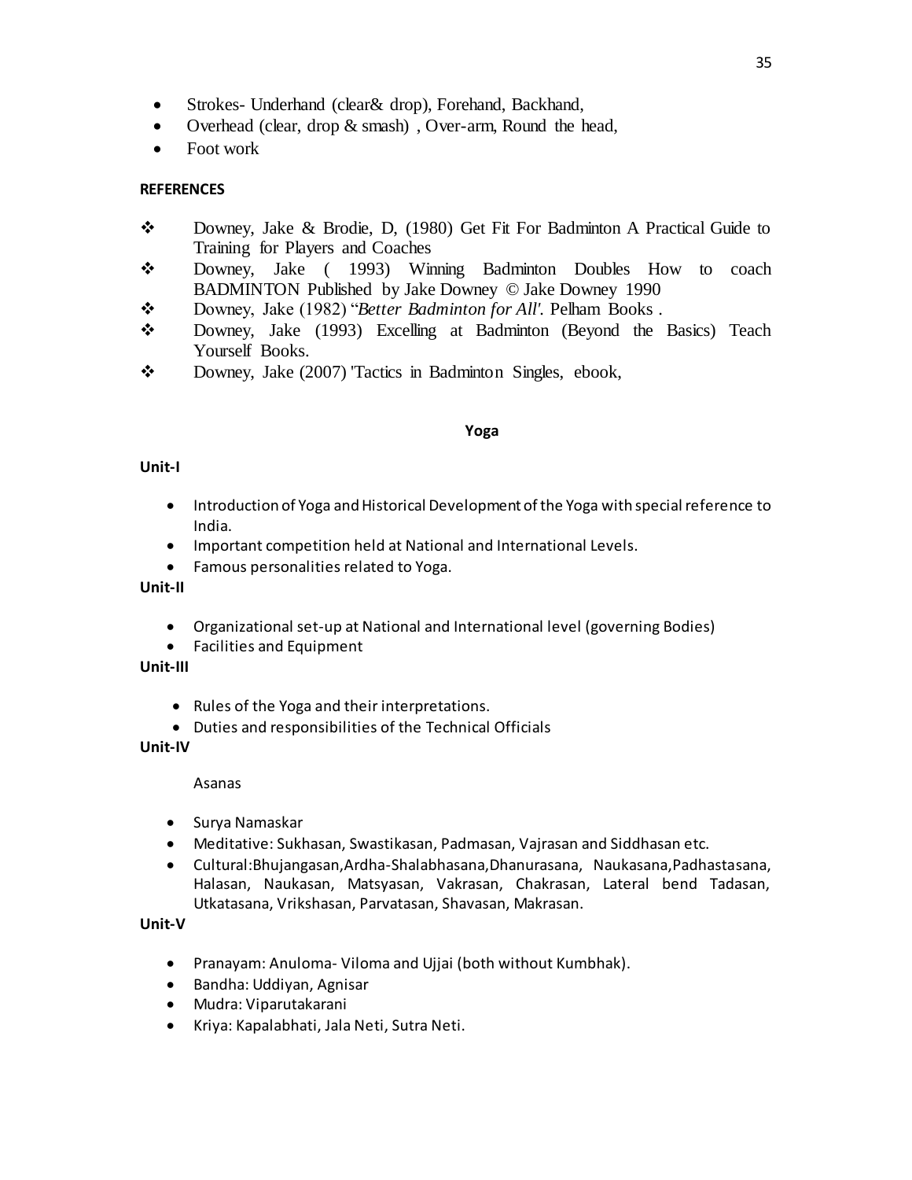- Strokes- Underhand (clear& drop), Forehand, Backhand,
- Overhead (clear, drop & smash) , Over-arm, Round the head,
- Foot work

**REFERENCES**

- Downey, Jake & Brodie, D, (1980) Get Fit For Badminton A Practical Guide to Training for Players and Coaches
- Downey, Jake ( 1993) Winning Badminton Doubles How to coach BADMINTON Published by Jake Downey © Jake Downey 1990
- Downey, Jake (1982) "*Better Badminton for All'.* Pelham Books .
- Downey, Jake (1993) Excelling at Badminton (Beyond the Basics) Teach Yourself Books.
- Downey, Jake (2007) 'Tactics in Badminton Singles, ebook,

## Yoga

**Unit-I**

- Introduction of Yoga and Historical Development of the Yoga with special reference to India.
- Important competition held at National and International Levels.
- Famous personalities related to Yoga.

**Unit-II**

- Organizational set-up at National and International level (governing Bodies)
- Facilities and Equipment

**Unit-III**

- Rules of the Yoga and their interpretations.
- Duties and responsibilities of the Technical Officials

**Unit-IV**

Asanas

- Surya Namaskar
- Meditative: Sukhasan, Swastikasan, Padmasan, Vajrasan and Siddhasan etc.
- Cultural:Bhujangasan,Ardha-Shalabhasana,Dhanurasana, Naukasana,Padhastasana, Halasan, Naukasan, Matsyasan, Vakrasan, Chakrasan, Lateral bend Tadasan, Utkatasana, Vrikshasan, Parvatasan, Shavasan, Makrasan.

**Unit-V**

- Pranayam: Anuloma- Viloma and Ujjai (both without Kumbhak).
- Bandha: Uddiyan, Agnisar
- Mudra: Viparutakarani
- Kriya: Kapalabhati, Jala Neti, Sutra Neti.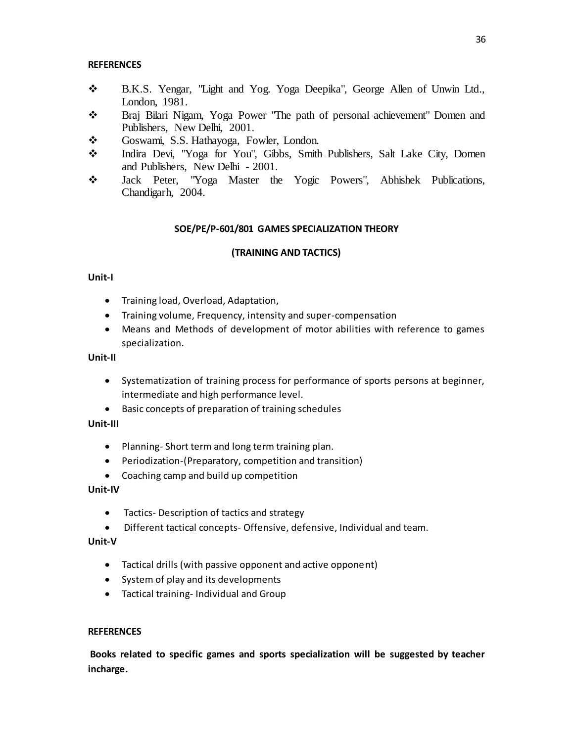**REFERENCES**

- B.K.S. Yengar, "Light and Yog. Yoga Deepika", George Allen of Unwin Ltd., London, 1981.
- Braj Bilari Nigam, Yoga Power "The path of personal achievement" Domen and Publishers, New Delhi, 2001.
- Goswami, S.S. Hathayoga, Fowler, London.
- Indira Devi, "Yoga for You", Gibbs, Smith Publishers, Salt Lake City, Domen and Publishers, New Delhi - 2001.
- Jack Peter, "Yoga Master the Yogic Powers", Abhishek Publications, Chandigarh, 2004.

## SOE/PE/P-601/801 GAMES SPECIALIZATION THEORY

## (TRAINING AND TACTICS)

**Unit-I**

- Training load, Overload, Adaptation,
- Training volume, Frequency, intensity and super-compensation
- Means and Methods of development of motor abilities with reference to games specialization.

**Unit-II**

- Systematization of training process for performance of sports persons at beginner, intermediate and high performance level.
- Basic concepts of preparation of training schedules

**Unit-III**

- Planning- Short term and long term training plan.
- Periodization-(Preparatory, competition and transition)
- Coaching camp and build up competition

**Unit-IV**

- Tactics- Description of tactics and strategy
- Different tactical concepts- Offensive, defensive, Individual and team.

**Unit-V**

- Tactical drills (with passive opponent and active opponent)
- System of play and its developments
- Tactical training- Individual and Group

**REFERENCES**

**Books related to specific games and sports specialization will be suggested by teacher incharge.**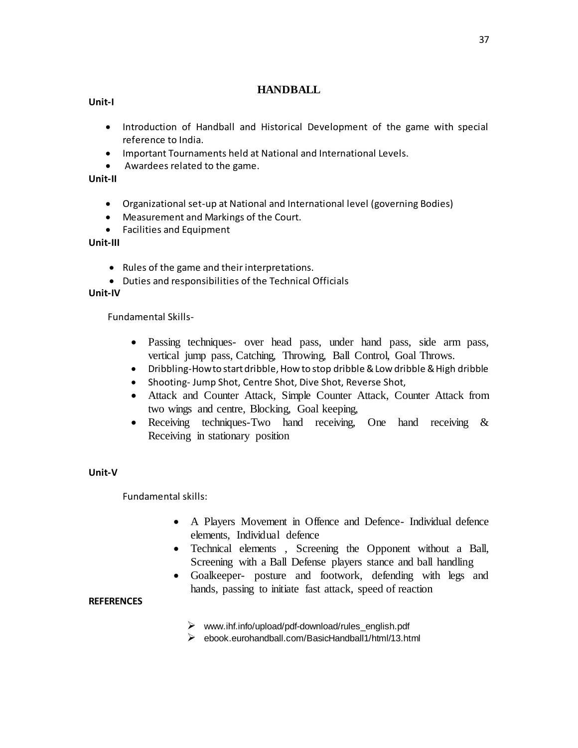# HANDBALL

**Unit-I**

- Introduction of Handball and Historical Development of the game with special reference to India.
- Important Tournaments held at National and International Levels.
- Awardees related to the game.

**Unit-II**

- Organizational set-up at National and International level (governing Bodies)
- Measurement and Markings of the Court.
- Facilities and Equipment

**Unit-III**

- Rules of the game and their interpretations.
- Duties and responsibilities of the Technical Officials

**Unit-IV**

Fundamental Skills-

- Passing techniques- over head pass, under hand pass, side arm pass, vertical jump pass, Catching, Throwing, Ball Control, Goal Throws.
- Dribbling-How to start dribble, How to stop dribble & Low dribble & High dribble
- Shooting- Jump Shot, Centre Shot, Dive Shot, Reverse Shot,
- Attack and Counter Attack, Simple Counter Attack, Counter Attack from two wings and centre, Blocking, Goal keeping,
- Receiving techniques-Two hand receiving, One hand receiving & Receiving in stationary position

**Unit-V**

Fundamental skills:

- A Players Movement in Offence and Defence- Individual defence elements, Individual defence
- Technical elements , Screening the Opponent without a Ball, Screening with a Ball Defense players stance and ball handling
- Goalkeeper- posture and footwork, defending with legs and hands, passing to initiate fast attack, speed of reaction

**REFERENCES**

- www.ihf.info/upload/pdf-download/rules_english.pdf
- ebook.eurohandball.com/BasicHandball1/html/13.html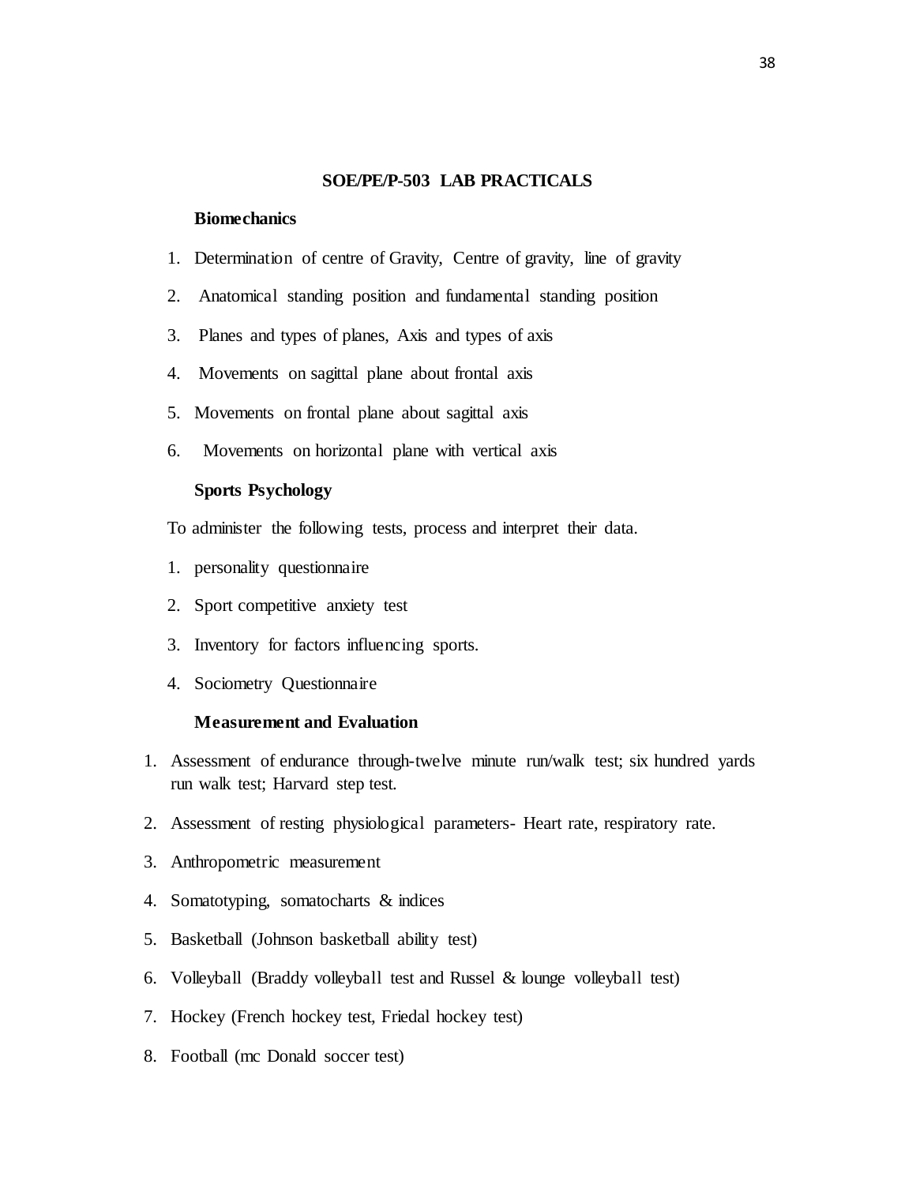## SOE/PE/P-503 LAB PRACTICALS

### Biomechanics

1. Determination of centre of Gravity, Centre of gravity, line of gravity
2. Anatomical standing position and fundamental standing position
3. Planes and types of planes, Axis and types of axis
4. Movements on sagittal plane about frontal axis
5. Movements on frontal plane about sagittal axis
6. Movements on horizontal plane with vertical axis

### Sports Psychology

To administer the following tests, process and interpret their data.

1. personality questionnaire
2. Sport competitive anxiety test
3. Inventory for factors influencing sports.
4. Sociometry Questionnaire

### Measurement and Evaluation

1. Assessment of endurance through-twelve minute run/walk test; six hundred yards run walk test; Harvard step test.
2. Assessment of resting physiological parameters- Heart rate, respiratory rate.
3. Anthropometric measurement
4. Somatotyping, somatocharts & indices
5. Basketball (Johnson basketball ability test)
6. Volleyball (Braddy volleyball test and Russel & lounge volleyball test)
7. Hockey (French hockey test, Friedal hockey test)
8. Football (mc Donald soccer test)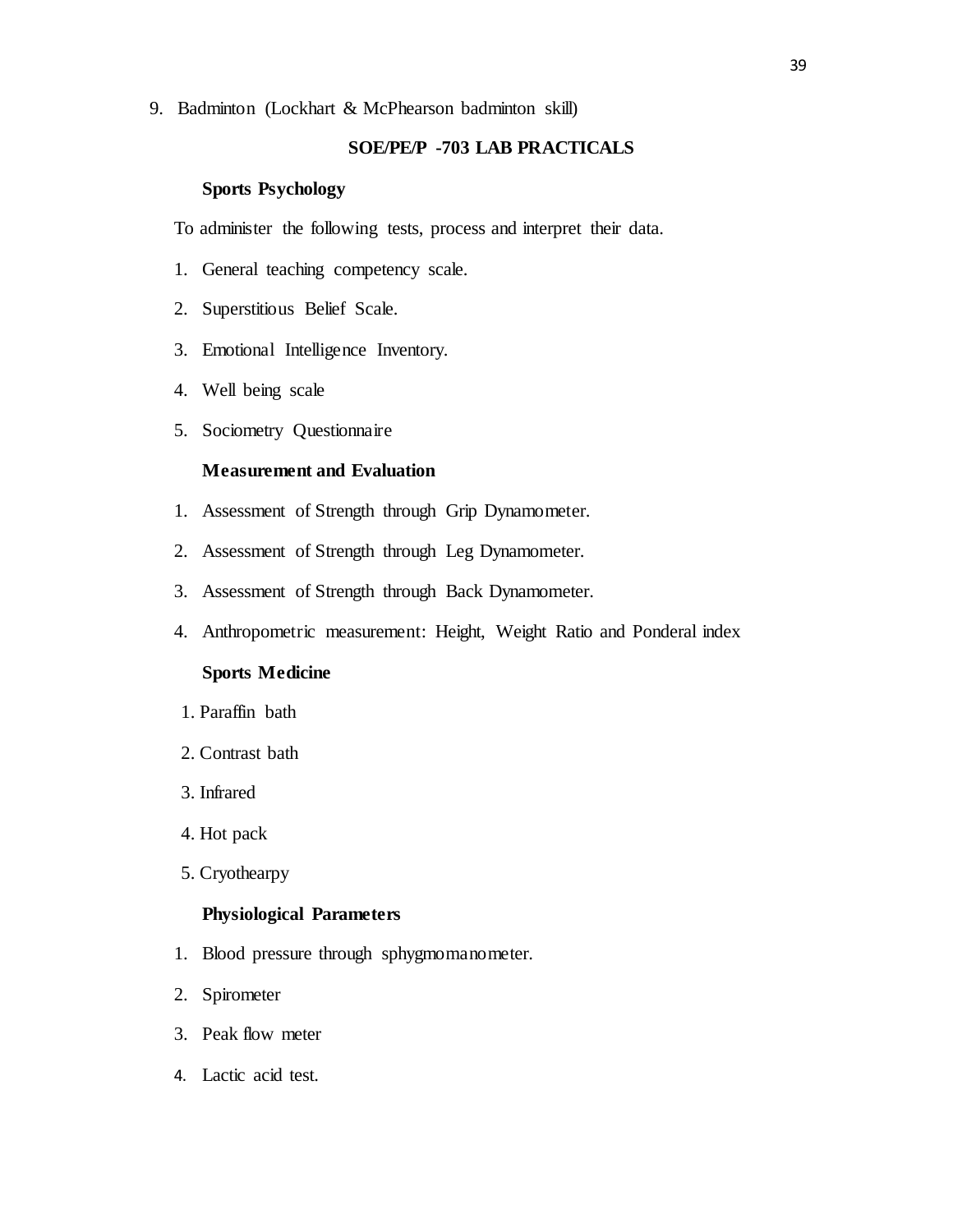9. Badminton (Lockhart & McPhearson badminton skill)

## SOE/PE/P -703 LAB PRACTICALS

### Sports Psychology

To administer the following tests, process and interpret their data.

1. General teaching competency scale.
2. Superstitious Belief Scale.
3. Emotional Intelligence Inventory.
4. Well being scale
5. Sociometry Questionnaire

### Measurement and Evaluation

1. Assessment of Strength through Grip Dynamometer.
2. Assessment of Strength through Leg Dynamometer.
3. Assessment of Strength through Back Dynamometer.
4. Anthropometric measurement: Height, Weight Ratio and Ponderal index

### Sports Medicine

1. Paraffin bath
2. Contrast bath
3. Infrared
4. Hot pack
5. Cryothearpy

### Physiological Parameters

1. Blood pressure through sphygmomanometer.
2. Spirometer
3. Peak flow meter
4. Lactic acid test.